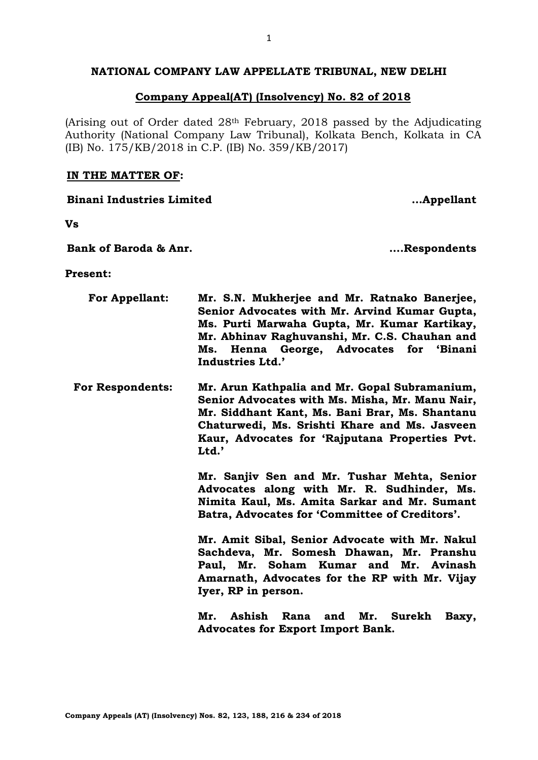**NATIONAL COMPANY LAW APPELLATE TRIBUNAL, NEW DELHI**

**Company Appeal(AT) (Insolvency) No. 82 of 2018**

(Arising out of Order dated 28th February, 2018 passed by the Adjudicating Authority (National Company Law Tribunal), Kolkata Bench, Kolkata in CA (IB) No. 175/KB/2018 in C.P. (IB) No. 359/KB/2017)

**IN THE MATTER OF:**

**Binani Industries Limited** **...Appellant**

**Vs**

**Bank of Baroda & Anr.** **....Respondents**

**Present:**

**For Appellant:** **Mr. S.N. Mukherjee and Mr. Ratnako Banerjee, Senior Advocates with Mr. Arvind Kumar Gupta, Ms. Purti Marwaha Gupta, Mr. Kumar Kartikay, Mr. Abhinav Raghuvanshi, Mr. C.S. Chauhan and Ms. Henna George, Advocates for 'Binani Industries Ltd.'**

**For Respondents:** **Mr. Arun Kathpalia and Mr. Gopal Subramanium, Senior Advocates with Ms. Misha, Mr. Manu Nair, Mr. Siddhant Kant, Ms. Bani Brar, Ms. Shantanu Chaturwedi, Ms. Srishti Khare and Ms. Jasveen Kaur, Advocates for 'Rajputana Properties Pvt. Ltd.'**

**Mr. Sanjiv Sen and Mr. Tushar Mehta, Senior Advocates along with Mr. R. Sudhinder, Ms. Nimita Kaul, Ms. Amita Sarkar and Mr. Sumant Batra, Advocates for 'Committee of Creditors'.**

**Mr. Amit Sibal, Senior Advocate with Mr. Nakul Sachdeva, Mr. Somesh Dhawan, Mr. Pranshu Paul, Mr. Soham Kumar and Mr. Avinash Amarnath, Advocates for the RP with Mr. Vijay Iyer, RP in person.**

**Mr. Ashish Rana and Mr. Surekh Baxy, Advocates for Export Import Bank.**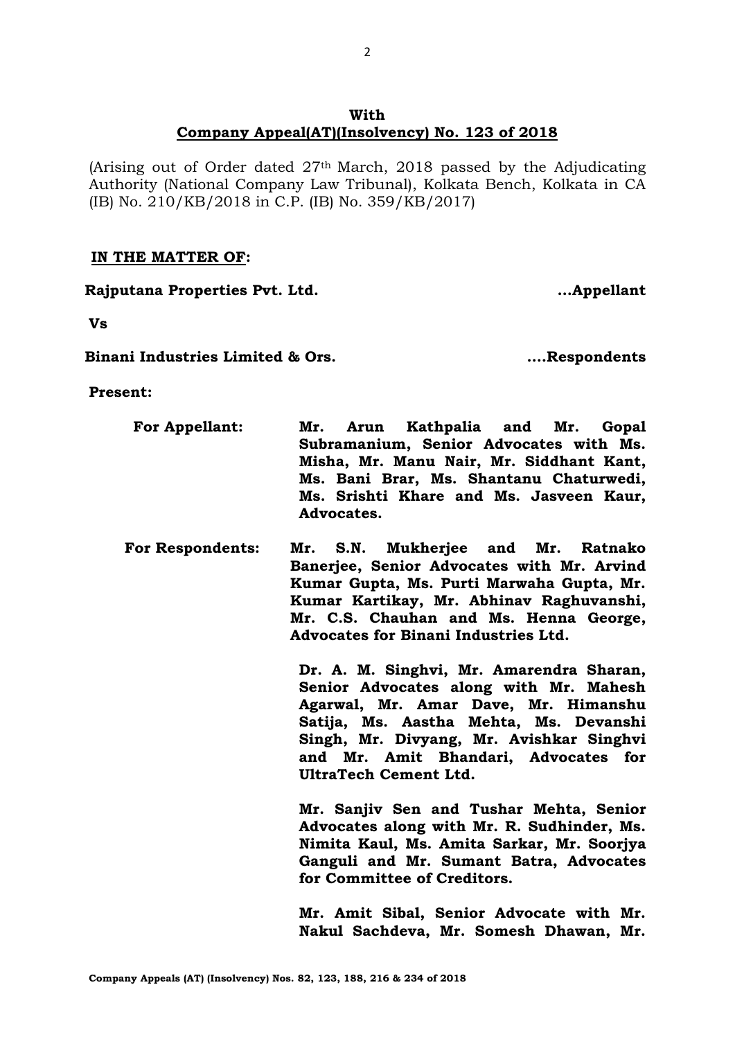**With**
**Company Appeal(AT)(Insolvency) No. 123 of 2018**

(Arising out of Order dated 27th March, 2018 passed by the Adjudicating Authority (National Company Law Tribunal), Kolkata Bench, Kolkata in CA (IB) No. 210/KB/2018 in C.P. (IB) No. 359/KB/2017)

**IN THE MATTER OF:**

**Rajputana Properties Pvt. Ltd.** **...Appellant**

**Vs**

**Binani Industries Limited & Ors.** **....Respondents**

**Present:**

**For Appellant:** **Mr. Arun Kathpalia and Mr. Gopal Subramanium, Senior Advocates with Ms. Misha, Mr. Manu Nair, Mr. Siddhant Kant, Ms. Bani Brar, Ms. Shantanu Chaturwedi, Ms. Srishti Khare and Ms. Jasveen Kaur, Advocates.**

**For Respondents:** **Mr. S.N. Mukherjee and Mr. Ratnako Banerjee, Senior Advocates with Mr. Arvind Kumar Gupta, Ms. Purti Marwaha Gupta, Mr. Kumar Kartikay, Mr. Abhinav Raghuvanshi, Mr. C.S. Chauhan and Ms. Henna George, Advocates for Binani Industries Ltd.**

**Dr. A. M. Singhvi, Mr. Amarendra Sharan, Senior Advocates along with Mr. Mahesh Agarwal, Mr. Amar Dave, Mr. Himanshu Satija, Ms. Aastha Mehta, Ms. Devanshi Singh, Mr. Divyang, Mr. Avishkar Singhvi and Mr. Amit Bhandari, Advocates for UltraTech Cement Ltd.**

**Mr. Sanjiv Sen and Tushar Mehta, Senior Advocates along with Mr. R. Sudhinder, Ms. Nimita Kaul, Ms. Amita Sarkar, Mr. Soorjya Ganguli and Mr. Sumant Batra, Advocates for Committee of Creditors.**

**Mr. Amit Sibal, Senior Advocate with Mr. Nakul Sachdeva, Mr. Somesh Dhawan, Mr.**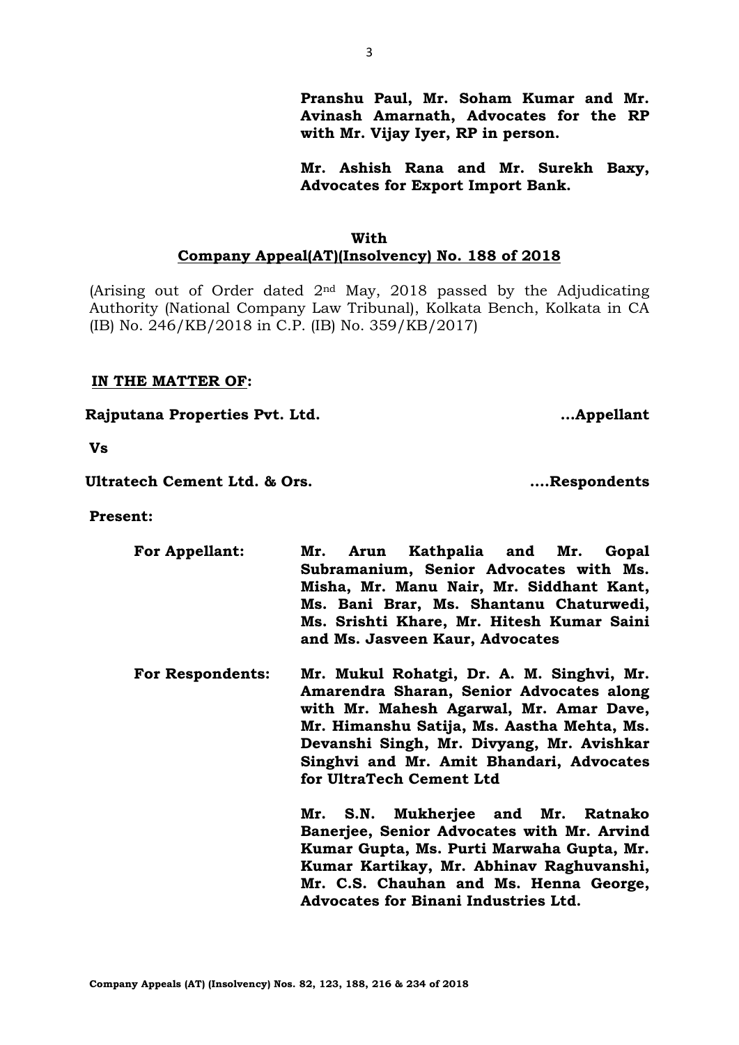**Pranshu Paul, Mr. Soham Kumar and Mr. Avinash Amarnath, Advocates for the RP with Mr. Vijay Iyer, RP in person.**

**Mr. Ashish Rana and Mr. Surekh Baxy, Advocates for Export Import Bank.**

**With**

**Company Appeal(AT)(Insolvency) No. 188 of 2018**

(Arising out of Order dated 2nd May, 2018 passed by the Adjudicating Authority (National Company Law Tribunal), Kolkata Bench, Kolkata in CA (IB) No. 246/KB/2018 in C.P. (IB) No. 359/KB/2017)

**IN THE MATTER OF:**

**Rajputana Properties Pvt. Ltd. ...Appellant**

**Vs**

**Ultratech Cement Ltd. & Ors. ....Respondents**

**Present:**

**For Appellant:** **Mr. Arun Kathpalia and Mr. Gopal Subramanium, Senior Advocates with Ms. Misha, Mr. Manu Nair, Mr. Siddhant Kant, Ms. Bani Brar, Ms. Shantanu Chaturwedi, Ms. Srishti Khare, Mr. Hitesh Kumar Saini and Ms. Jasveen Kaur, Advocates**

**For Respondents:** **Mr. Mukul Rohatgi, Dr. A. M. Singhvi, Mr. Amarendra Sharan, Senior Advocates along with Mr. Mahesh Agarwal, Mr. Amar Dave, Mr. Himanshu Satija, Ms. Aastha Mehta, Ms. Devanshi Singh, Mr. Divyang, Mr. Avishkar Singhvi and Mr. Amit Bhandari, Advocates for UltraTech Cement Ltd**

**Mr. S.N. Mukherjee and Mr. Ratnako Banerjee, Senior Advocates with Mr. Arvind Kumar Gupta, Ms. Purti Marwaha Gupta, Mr. Kumar Kartikay, Mr. Abhinav Raghuvanshi, Mr. C.S. Chauhan and Ms. Henna George, Advocates for Binani Industries Ltd.**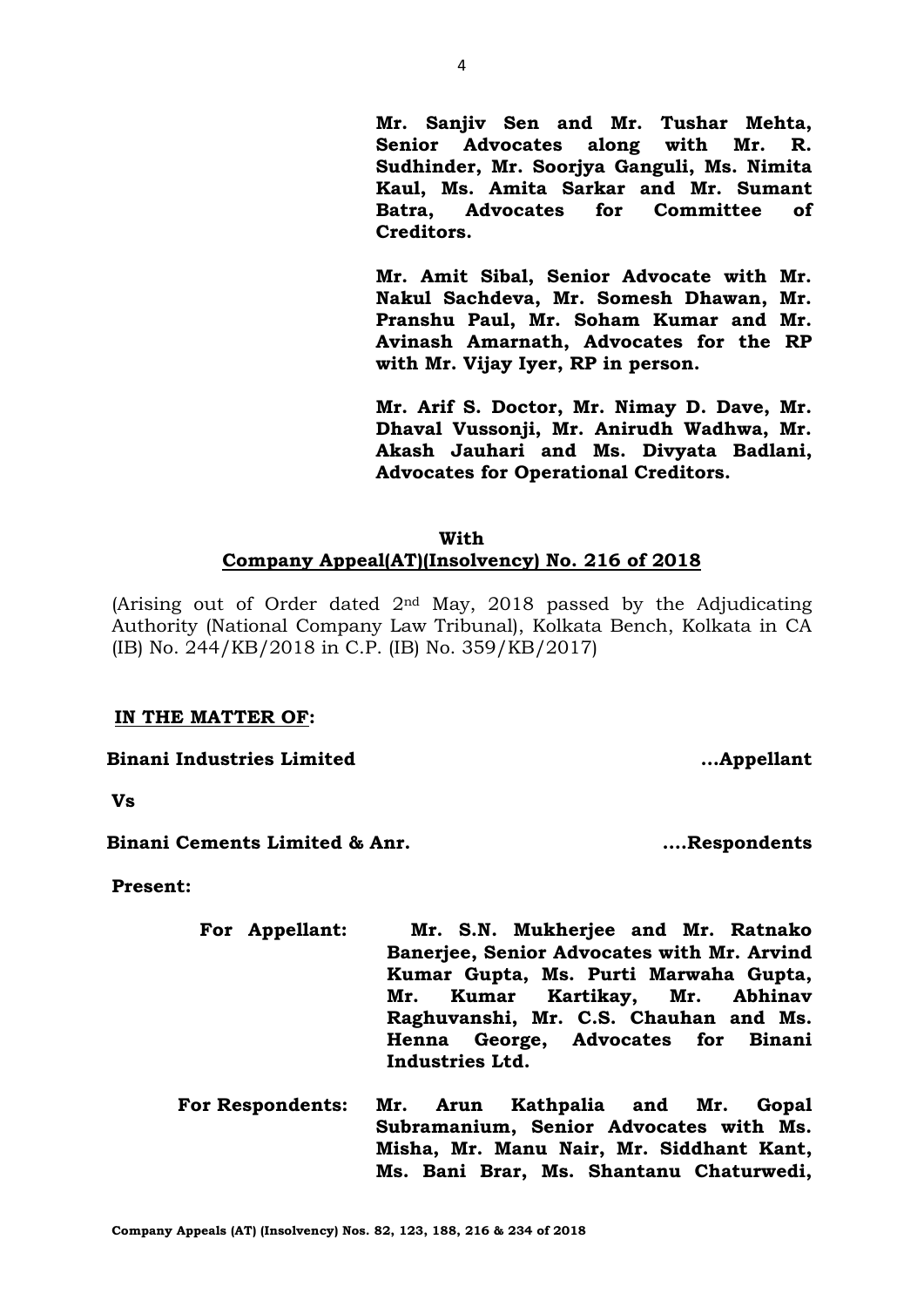**Mr. Sanjiv Sen and Mr. Tushar Mehta, Senior Advocates along with Mr. R. Sudhinder, Mr. Soorjya Ganguli, Ms. Nimita Kaul, Ms. Amita Sarkar and Mr. Sumant Batra, Advocates for Committee of Creditors.**

**Mr. Amit Sibal, Senior Advocate with Mr. Nakul Sachdeva, Mr. Somesh Dhawan, Mr. Pranshu Paul, Mr. Soham Kumar and Mr. Avinash Amarnath, Advocates for the RP with Mr. Vijay Iyer, RP in person.**

**Mr. Arif S. Doctor, Mr. Nimay D. Dave, Mr. Dhaval Vussonji, Mr. Anirudh Wadhwa, Mr. Akash Jauhari and Ms. Divyata Badlani, Advocates for Operational Creditors.**

**With**

**<u>Company Appeal(AT)(Insolvency) No. 216 of 2018</u>**

(Arising out of Order dated 2nd May, 2018 passed by the Adjudicating Authority (National Company Law Tribunal), Kolkata Bench, Kolkata in CA (IB) No. 244/KB/2018 in C.P. (IB) No. 359/KB/2017)

**<u>IN THE MATTER OF</u>:**

**Binani Industries Limited** **...Appellant**

**Vs**

**Binani Cements Limited & Anr.** **....Respondents**

**Present:**

**For Appellant:** **Mr. S.N. Mukherjee and Mr. Ratnako Banerjee, Senior Advocates with Mr. Arvind Kumar Gupta, Ms. Purti Marwaha Gupta, Mr. Kumar Kartikay, Mr. Abhinav Raghuvanshi, Mr. C.S. Chauhan and Ms. Henna George, Advocates for Binani Industries Ltd.**

**For Respondents:** **Mr. Arun Kathpalia and Mr. Gopal Subramanium, Senior Advocates with Ms. Misha, Mr. Manu Nair, Mr. Siddhant Kant, Ms. Bani Brar, Ms. Shantanu Chaturwedi,**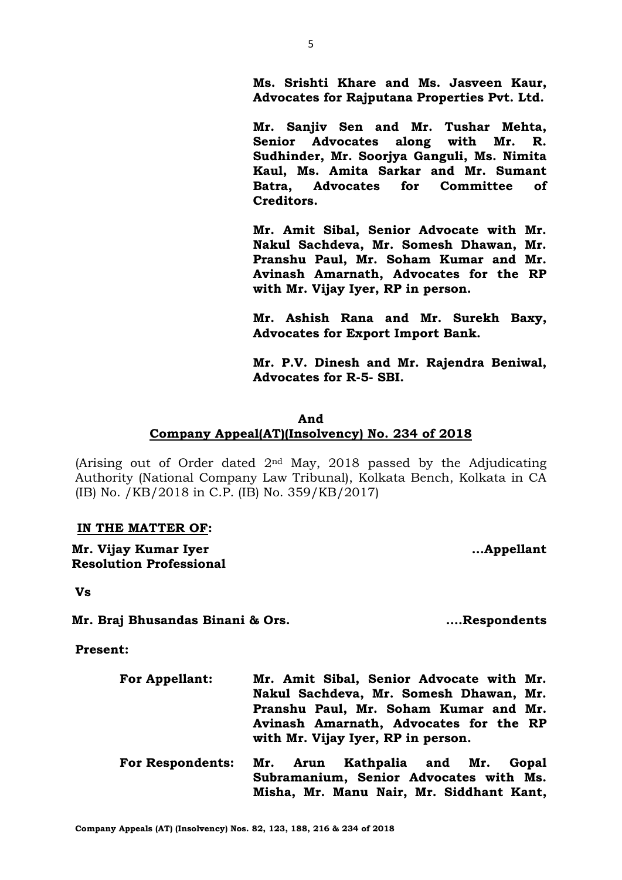**Ms. Srishti Khare and Ms. Jasveen Kaur, Advocates for Rajputana Properties Pvt. Ltd.**

**Mr. Sanjiv Sen and Mr. Tushar Mehta, Senior Advocates along with Mr. R. Sudhinder, Mr. Soorjya Ganguli, Ms. Nimita Kaul, Ms. Amita Sarkar and Mr. Sumant Batra, Advocates for Committee of Creditors.**

**Mr. Amit Sibal, Senior Advocate with Mr. Nakul Sachdeva, Mr. Somesh Dhawan, Mr. Pranshu Paul, Mr. Soham Kumar and Mr. Avinash Amarnath, Advocates for the RP with Mr. Vijay Iyer, RP in person.**

**Mr. Ashish Rana and Mr. Surekh Baxy, Advocates for Export Import Bank.**

**Mr. P.V. Dinesh and Mr. Rajendra Beniwal, Advocates for R-5- SBI.**

**And**

**<u>Company Appeal(AT)(Insolvency) No. 234 of 2018</u>**

(Arising out of Order dated 2nd May, 2018 passed by the Adjudicating Authority (National Company Law Tribunal), Kolkata Bench, Kolkata in CA (IB) No. /KB/2018 in C.P. (IB) No. 359/KB/2017)

**<u>IN THE MATTER OF</u>:**

**Mr. Vijay Kumar Iyer** **...Appellant**
**Resolution Professional**

**Vs**

**Mr. Braj Bhusandas Binani & Ors.** **....Respondents**

**Present:**

**For Appellant:** **Mr. Amit Sibal, Senior Advocate with Mr. Nakul Sachdeva, Mr. Somesh Dhawan, Mr. Pranshu Paul, Mr. Soham Kumar and Mr. Avinash Amarnath, Advocates for the RP with Mr. Vijay Iyer, RP in person.**

**For Respondents:** **Mr. Arun Kathpalia and Mr. Gopal Subramanium, Senior Advocates with Ms. Misha, Mr. Manu Nair, Mr. Siddhant Kant,**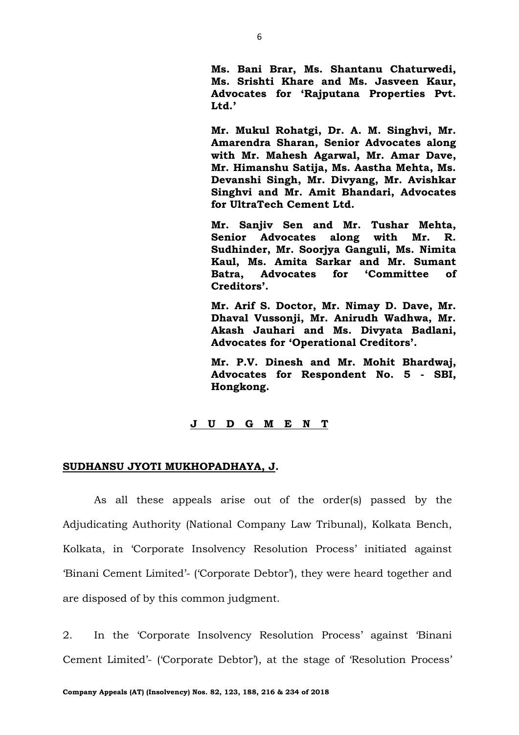**Ms. Bani Brar, Ms. Shantanu Chaturwedi, Ms. Srishti Khare and Ms. Jasveen Kaur, Advocates for 'Rajputana Properties Pvt. Ltd.'**

**Mr. Mukul Rohatgi, Dr. A. M. Singhvi, Mr. Amarendra Sharan, Senior Advocates along with Mr. Mahesh Agarwal, Mr. Amar Dave, Mr. Himanshu Satija, Ms. Aastha Mehta, Ms. Devanshi Singh, Mr. Divyang, Mr. Avishkar Singhvi and Mr. Amit Bhandari, Advocates for UltraTech Cement Ltd.**

**Mr. Sanjiv Sen and Mr. Tushar Mehta, Senior Advocates along with Mr. R. Sudhinder, Mr. Soorjya Ganguli, Ms. Nimita Kaul, Ms. Amita Sarkar and Mr. Sumant Batra, Advocates for 'Committee of Creditors'.**

**Mr. Arif S. Doctor, Mr. Nimay D. Dave, Mr. Dhaval Vussonji, Mr. Anirudh Wadhwa, Mr. Akash Jauhari and Ms. Divyata Badlani, Advocates for 'Operational Creditors'.**

**Mr. P.V. Dinesh and Mr. Mohit Bhardwaj, Advocates for Respondent No. 5 - SBI, Hongkong.**

## J U D G M E N T

**SUDHANSU JYOTI MUKHOPADHAYA, J.**

As all these appeals arise out of the order(s) passed by the Adjudicating Authority (National Company Law Tribunal), Kolkata Bench, Kolkata, in 'Corporate Insolvency Resolution Process' initiated against 'Binani Cement Limited'- ('Corporate Debtor'), they were heard together and are disposed of by this common judgment.

2. In the 'Corporate Insolvency Resolution Process' against 'Binani Cement Limited'- ('Corporate Debtor'), at the stage of 'Resolution Process'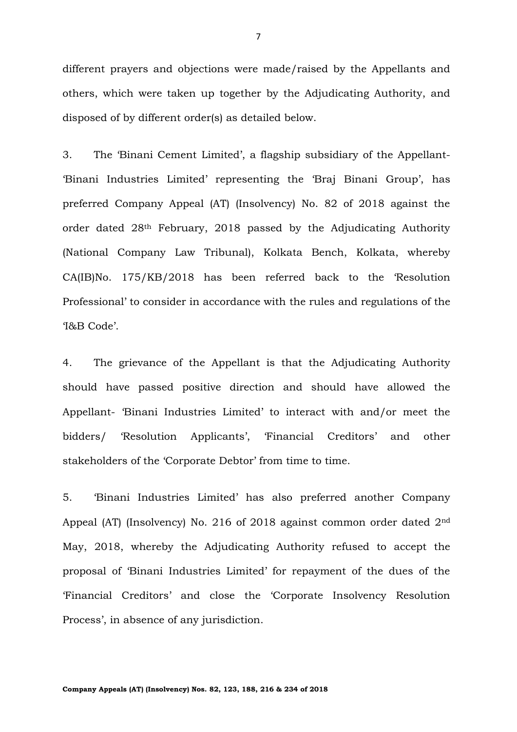different prayers and objections were made/raised by the Appellants and others, which were taken up together by the Adjudicating Authority, and disposed of by different order(s) as detailed below.

3. The 'Binani Cement Limited', a flagship subsidiary of the Appellant- 'Binani Industries Limited' representing the 'Braj Binani Group', has preferred Company Appeal (AT) (Insolvency) No. 82 of 2018 against the order dated 28th February, 2018 passed by the Adjudicating Authority (National Company Law Tribunal), Kolkata Bench, Kolkata, whereby CA(IB)No. 175/KB/2018 has been referred back to the 'Resolution Professional' to consider in accordance with the rules and regulations of the 'I&B Code'.

4. The grievance of the Appellant is that the Adjudicating Authority should have passed positive direction and should have allowed the Appellant- 'Binani Industries Limited' to interact with and/or meet the bidders/ 'Resolution Applicants', 'Financial Creditors' and other stakeholders of the 'Corporate Debtor' from time to time.

5. 'Binani Industries Limited' has also preferred another Company Appeal (AT) (Insolvency) No. 216 of 2018 against common order dated 2nd May, 2018, whereby the Adjudicating Authority refused to accept the proposal of 'Binani Industries Limited' for repayment of the dues of the 'Financial Creditors' and close the 'Corporate Insolvency Resolution Process', in absence of any jurisdiction.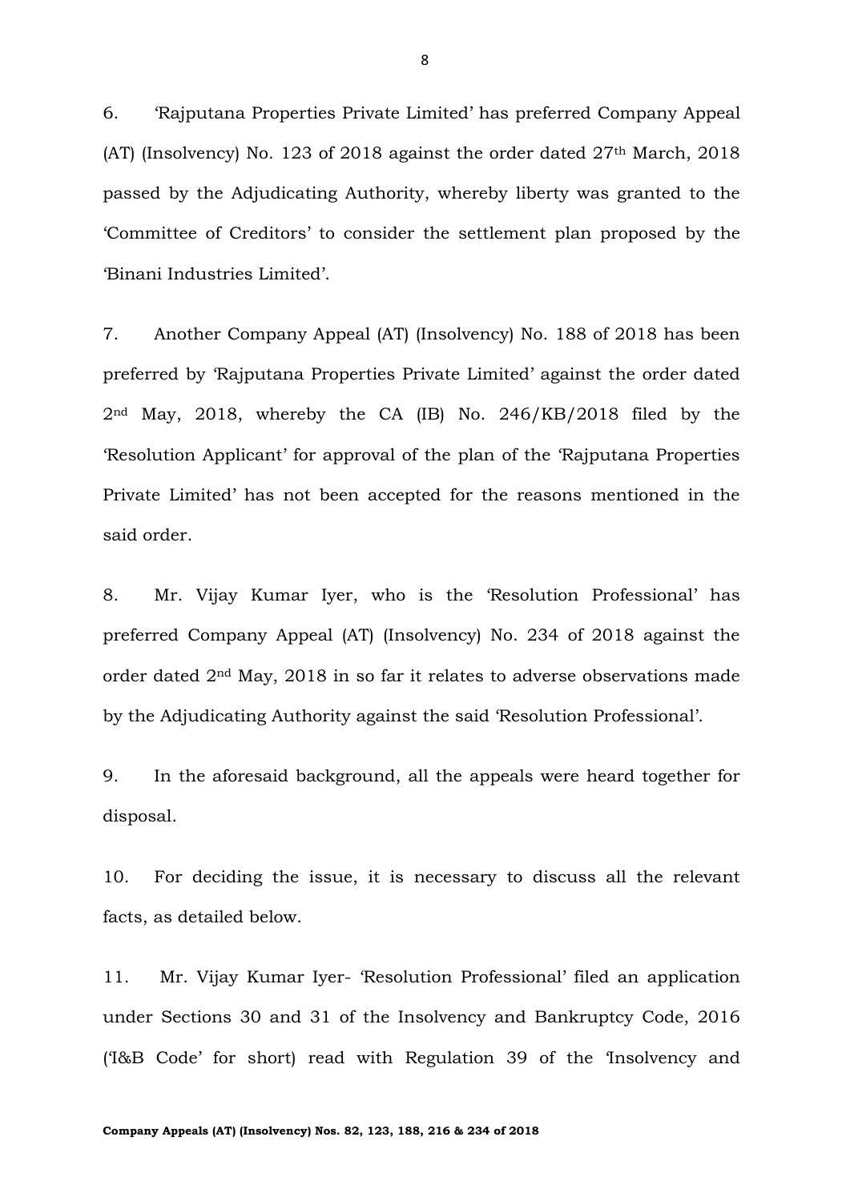6. 'Rajputana Properties Private Limited' has preferred Company Appeal (AT) (Insolvency) No. 123 of 2018 against the order dated 27th March, 2018 passed by the Adjudicating Authority, whereby liberty was granted to the 'Committee of Creditors' to consider the settlement plan proposed by the 'Binani Industries Limited'.

7. Another Company Appeal (AT) (Insolvency) No. 188 of 2018 has been preferred by 'Rajputana Properties Private Limited' against the order dated 2nd May, 2018, whereby the CA (IB) No. 246/KB/2018 filed by the 'Resolution Applicant' for approval of the plan of the 'Rajputana Properties Private Limited' has not been accepted for the reasons mentioned in the said order.

8. Mr. Vijay Kumar Iyer, who is the 'Resolution Professional' has preferred Company Appeal (AT) (Insolvency) No. 234 of 2018 against the order dated 2nd May, 2018 in so far it relates to adverse observations made by the Adjudicating Authority against the said 'Resolution Professional'.

9. In the aforesaid background, all the appeals were heard together for disposal.

10. For deciding the issue, it is necessary to discuss all the relevant facts, as detailed below.

11. Mr. Vijay Kumar Iyer- 'Resolution Professional' filed an application under Sections 30 and 31 of the Insolvency and Bankruptcy Code, 2016 ('I&B Code' for short) read with Regulation 39 of the 'Insolvency and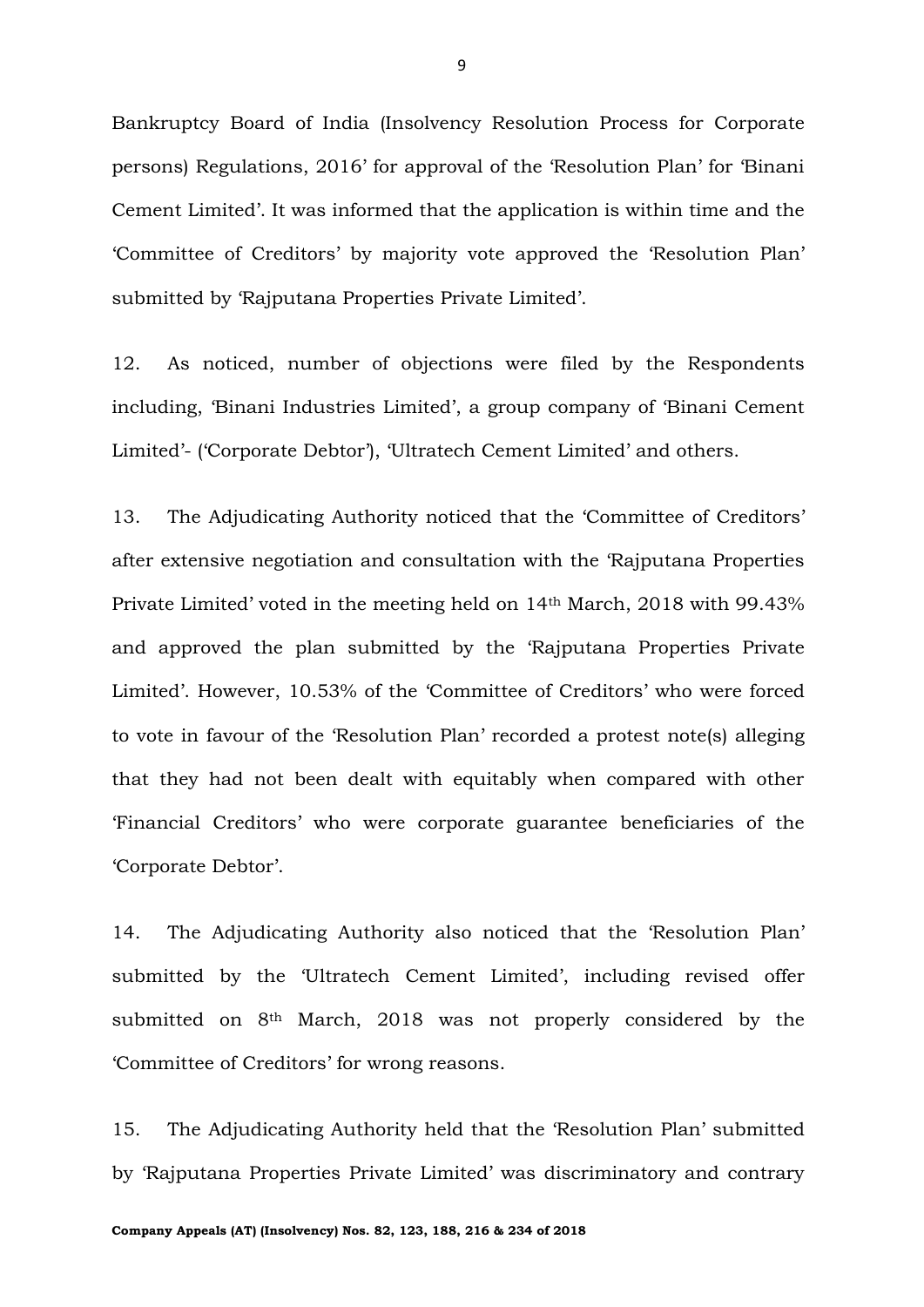Bankruptcy Board of India (Insolvency Resolution Process for Corporate persons) Regulations, 2016' for approval of the 'Resolution Plan' for 'Binani Cement Limited'. It was informed that the application is within time and the 'Committee of Creditors' by majority vote approved the 'Resolution Plan' submitted by 'Rajputana Properties Private Limited'.

12. As noticed, number of objections were filed by the Respondents including, 'Binani Industries Limited', a group company of 'Binani Cement Limited'- ('Corporate Debtor'), 'Ultratech Cement Limited' and others.

13. The Adjudicating Authority noticed that the 'Committee of Creditors' after extensive negotiation and consultation with the 'Rajputana Properties Private Limited' voted in the meeting held on 14th March, 2018 with 99.43% and approved the plan submitted by the 'Rajputana Properties Private Limited'. However, 10.53% of the 'Committee of Creditors' who were forced to vote in favour of the 'Resolution Plan' recorded a protest note(s) alleging that they had not been dealt with equitably when compared with other 'Financial Creditors' who were corporate guarantee beneficiaries of the 'Corporate Debtor'.

14. The Adjudicating Authority also noticed that the 'Resolution Plan' submitted by the 'Ultratech Cement Limited', including revised offer submitted on 8th March, 2018 was not properly considered by the 'Committee of Creditors' for wrong reasons.

15. The Adjudicating Authority held that the 'Resolution Plan' submitted by 'Rajputana Properties Private Limited' was discriminatory and contrary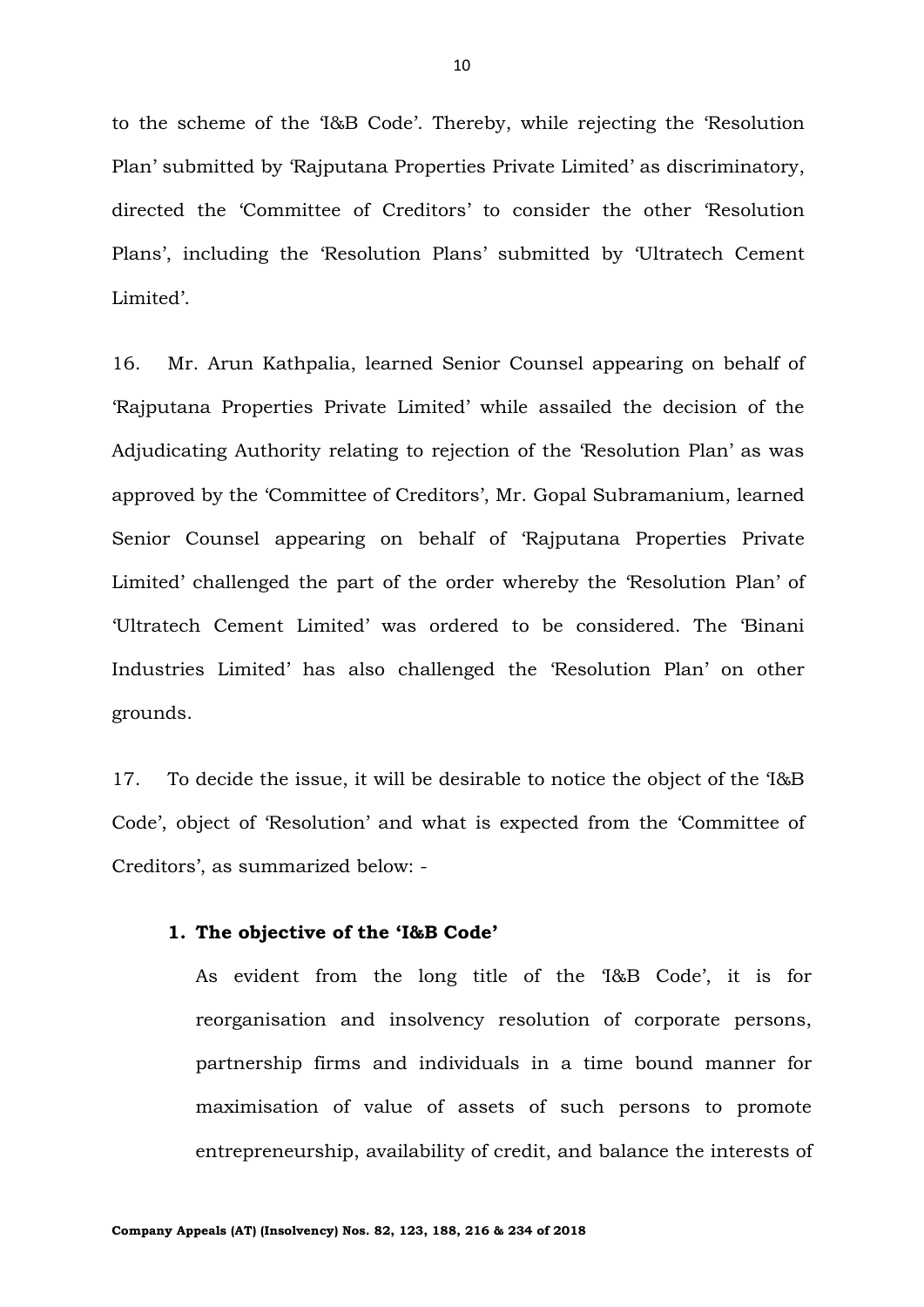to the scheme of the 'I&B Code'. Thereby, while rejecting the 'Resolution Plan' submitted by 'Rajputana Properties Private Limited' as discriminatory, directed the 'Committee of Creditors' to consider the other 'Resolution Plans', including the 'Resolution Plans' submitted by 'Ultratech Cement Limited'.

16. Mr. Arun Kathpalia, learned Senior Counsel appearing on behalf of 'Rajputana Properties Private Limited' while assailed the decision of the Adjudicating Authority relating to rejection of the 'Resolution Plan' as was approved by the 'Committee of Creditors', Mr. Gopal Subramanium, learned Senior Counsel appearing on behalf of 'Rajputana Properties Private Limited' challenged the part of the order whereby the 'Resolution Plan' of 'Ultratech Cement Limited' was ordered to be considered. The 'Binani Industries Limited' has also challenged the 'Resolution Plan' on other grounds.

17. To decide the issue, it will be desirable to notice the object of the 'I&B Code', object of 'Resolution' and what is expected from the 'Committee of Creditors', as summarized below: -

1. **The objective of the 'I&B Code'**

   As evident from the long title of the 'I&B Code', it is for reorganisation and insolvency resolution of corporate persons, partnership firms and individuals in a time bound manner for maximisation of value of assets of such persons to promote entrepreneurship, availability of credit, and balance the interests of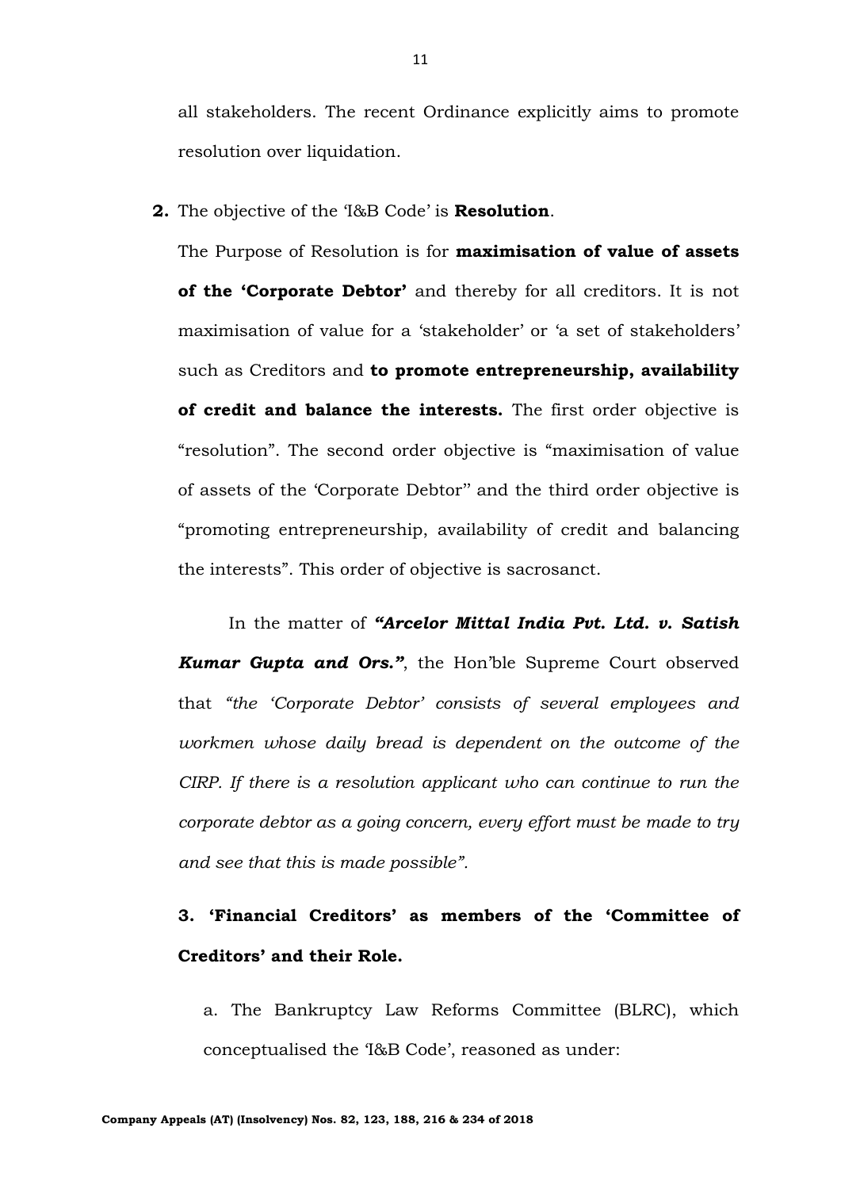all stakeholders. The recent Ordinance explicitly aims to promote resolution over liquidation.

**2.** The objective of the 'I&B Code' is **Resolution**.

The Purpose of Resolution is for **maximisation of value of assets of the 'Corporate Debtor'** and thereby for all creditors. It is not maximisation of value for a 'stakeholder' or 'a set of stakeholders' such as Creditors and **to promote entrepreneurship, availability of credit and balance the interests.** The first order objective is "resolution". The second order objective is "maximisation of value of assets of the 'Corporate Debtor'" and the third order objective is "promoting entrepreneurship, availability of credit and balancing the interests". This order of objective is sacrosanct.

In the matter of ***"Arcelor Mittal India Pvt. Ltd. v. Satish Kumar Gupta and Ors."***, the Hon'ble Supreme Court observed that *"the 'Corporate Debtor' consists of several employees and workmen whose daily bread is dependent on the outcome of the CIRP. If there is a resolution applicant who can continue to run the corporate debtor as a going concern, every effort must be made to try and see that this is made possible"*.

**3. 'Financial Creditors' as members of the 'Committee of Creditors' and their Role.**

a. The Bankruptcy Law Reforms Committee (BLRC), which conceptualised the 'I&B Code', reasoned as under: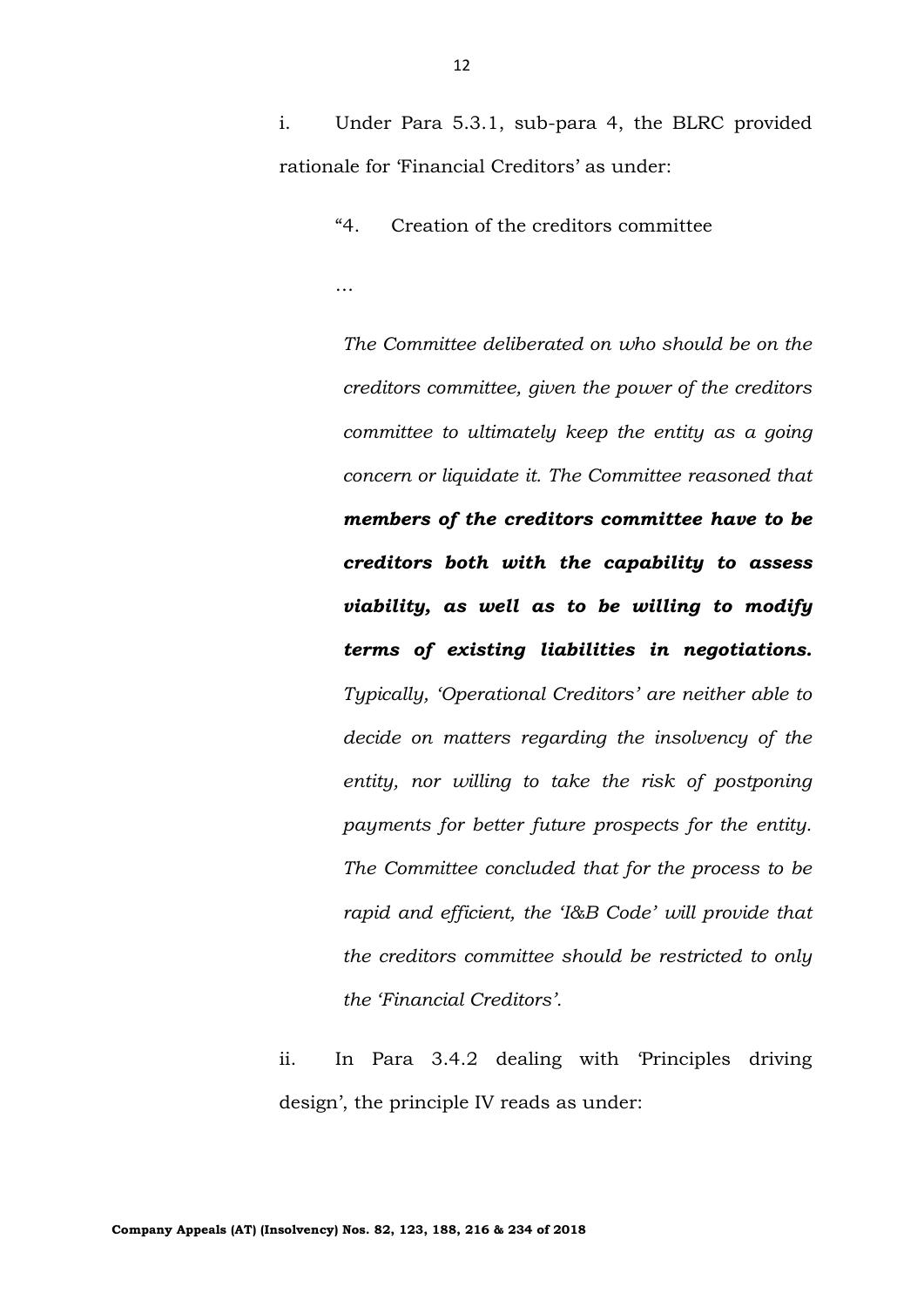i. Under Para 5.3.1, sub-para 4, the BLRC provided rationale for 'Financial Creditors' as under:

> "4. Creation of the creditors committee
>
> …
>
> *The Committee deliberated on who should be on the creditors committee, given the power of the creditors committee to ultimately keep the entity as a going concern or liquidate it. The Committee reasoned that* ***members of the creditors committee have to be creditors both with the capability to assess viability, as well as to be willing to modify terms of existing liabilities in negotiations.*** *Typically, 'Operational Creditors' are neither able to decide on matters regarding the insolvency of the entity, nor willing to take the risk of postponing payments for better future prospects for the entity. The Committee concluded that for the process to be rapid and efficient, the 'I&B Code' will provide that the creditors committee should be restricted to only the 'Financial Creditors'.*

ii. In Para 3.4.2 dealing with 'Principles driving design', the principle IV reads as under: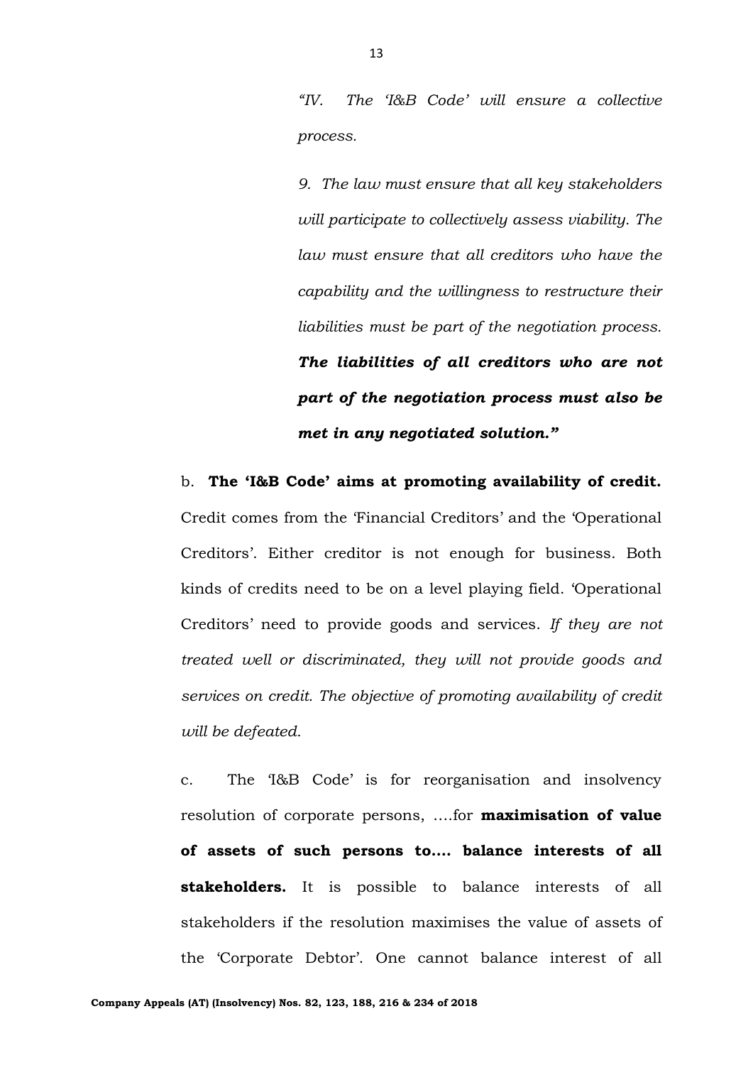*"IV. The 'I&B Code' will ensure a collective process.*

*9. The law must ensure that all key stakeholders will participate to collectively assess viability. The law must ensure that all creditors who have the capability and the willingness to restructure their liabilities must be part of the negotiation process.* ***The liabilities of all creditors who are not part of the negotiation process must also be met in any negotiated solution."***

b. **The 'I&B Code' aims at promoting availability of credit.** Credit comes from the 'Financial Creditors' and the 'Operational Creditors'. Either creditor is not enough for business. Both kinds of credits need to be on a level playing field. 'Operational Creditors' need to provide goods and services. *If they are not treated well or discriminated, they will not provide goods and services on credit. The objective of promoting availability of credit will be defeated.*

c. The 'I&B Code' is for reorganisation and insolvency resolution of corporate persons, ….for **maximisation of value of assets of such persons to…. balance interests of all stakeholders.** It is possible to balance interests of all stakeholders if the resolution maximises the value of assets of the 'Corporate Debtor'. One cannot balance interest of all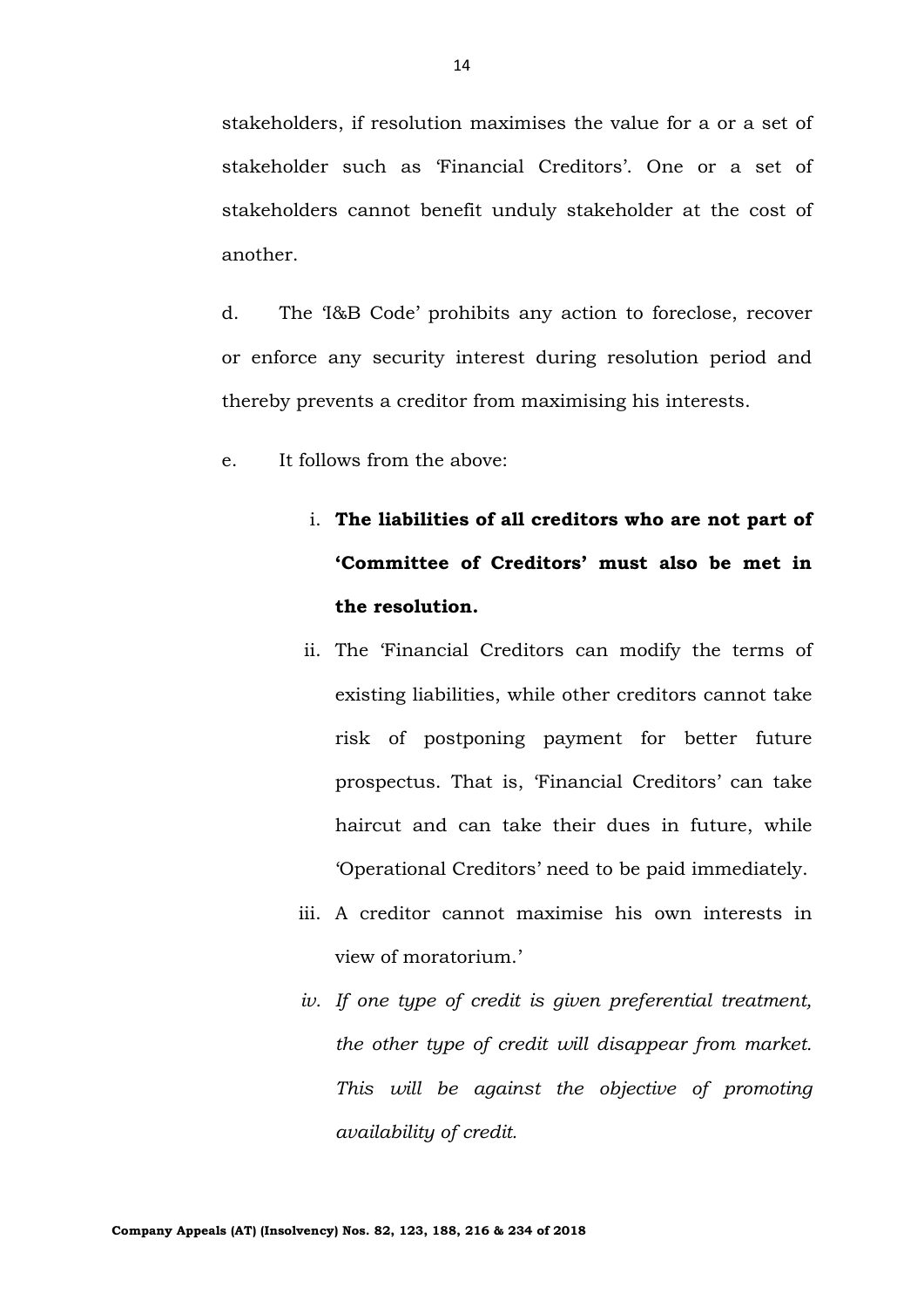stakeholders, if resolution maximises the value for a or a set of stakeholder such as 'Financial Creditors'. One or a set of stakeholders cannot benefit unduly stakeholder at the cost of another.

d. The 'I&B Code' prohibits any action to foreclose, recover or enforce any security interest during resolution period and thereby prevents a creditor from maximising his interests.

e. It follows from the above:

i. **The liabilities of all creditors who are not part of 'Committee of Creditors' must also be met in the resolution.**

ii. The 'Financial Creditors can modify the terms of existing liabilities, while other creditors cannot take risk of postponing payment for better future prospectus. That is, 'Financial Creditors' can take haircut and can take their dues in future, while 'Operational Creditors' need to be paid immediately.

iii. A creditor cannot maximise his own interests in view of moratorium.'

iv. *If one type of credit is given preferential treatment, the other type of credit will disappear from market. This will be against the objective of promoting availability of credit.*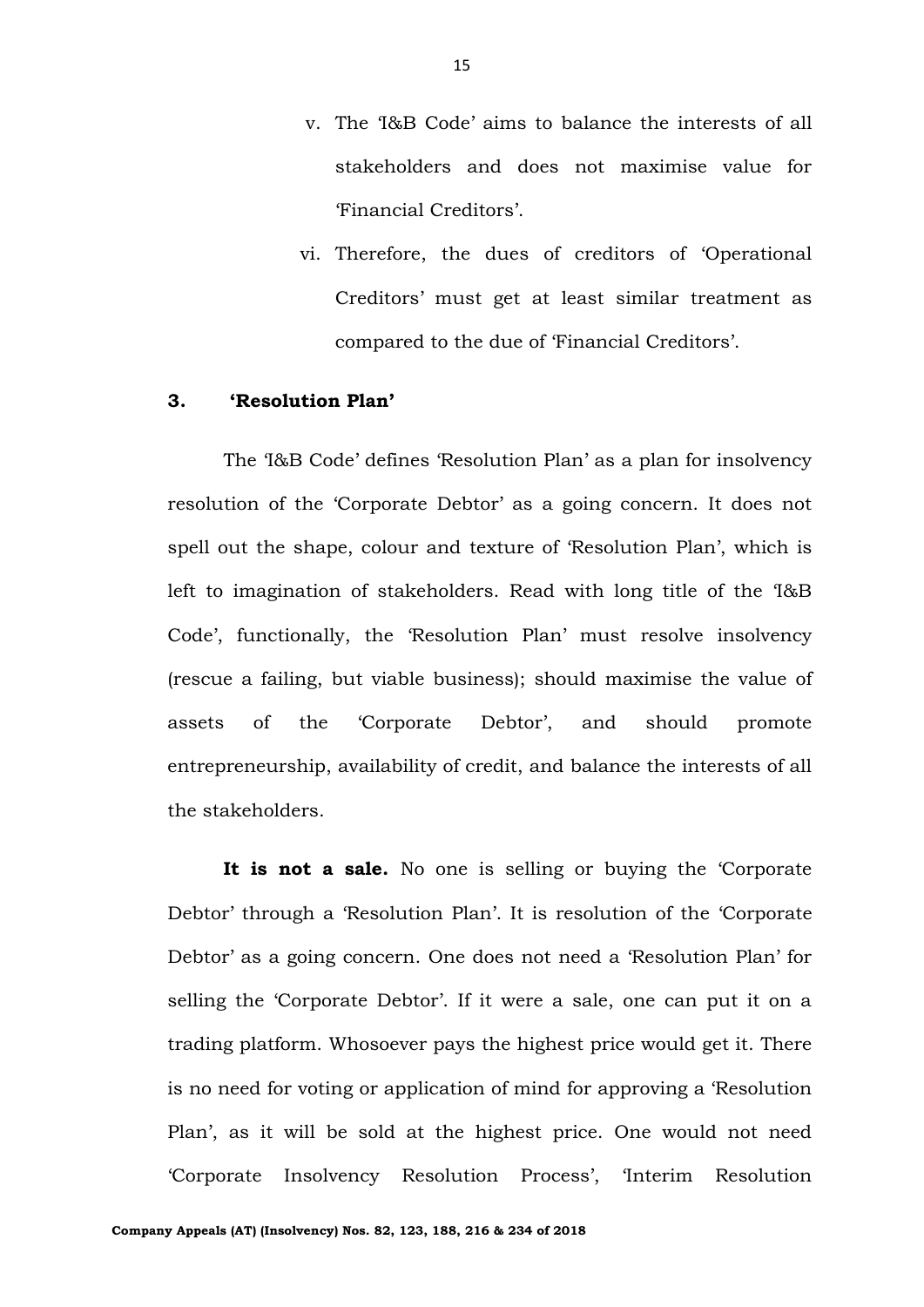v. The 'I&B Code' aims to balance the interests of all stakeholders and does not maximise value for 'Financial Creditors'.

vi. Therefore, the dues of creditors of 'Operational Creditors' must get at least similar treatment as compared to the due of 'Financial Creditors'.

**3. 'Resolution Plan'**

The 'I&B Code' defines 'Resolution Plan' as a plan for insolvency resolution of the 'Corporate Debtor' as a going concern. It does not spell out the shape, colour and texture of 'Resolution Plan', which is left to imagination of stakeholders. Read with long title of the 'I&B Code', functionally, the 'Resolution Plan' must resolve insolvency (rescue a failing, but viable business); should maximise the value of assets of the 'Corporate Debtor', and should promote entrepreneurship, availability of credit, and balance the interests of all the stakeholders.

**It is not a sale.** No one is selling or buying the 'Corporate Debtor' through a 'Resolution Plan'. It is resolution of the 'Corporate Debtor' as a going concern. One does not need a 'Resolution Plan' for selling the 'Corporate Debtor'. If it were a sale, one can put it on a trading platform. Whosoever pays the highest price would get it. There is no need for voting or application of mind for approving a 'Resolution Plan', as it will be sold at the highest price. One would not need 'Corporate Insolvency Resolution Process', 'Interim Resolution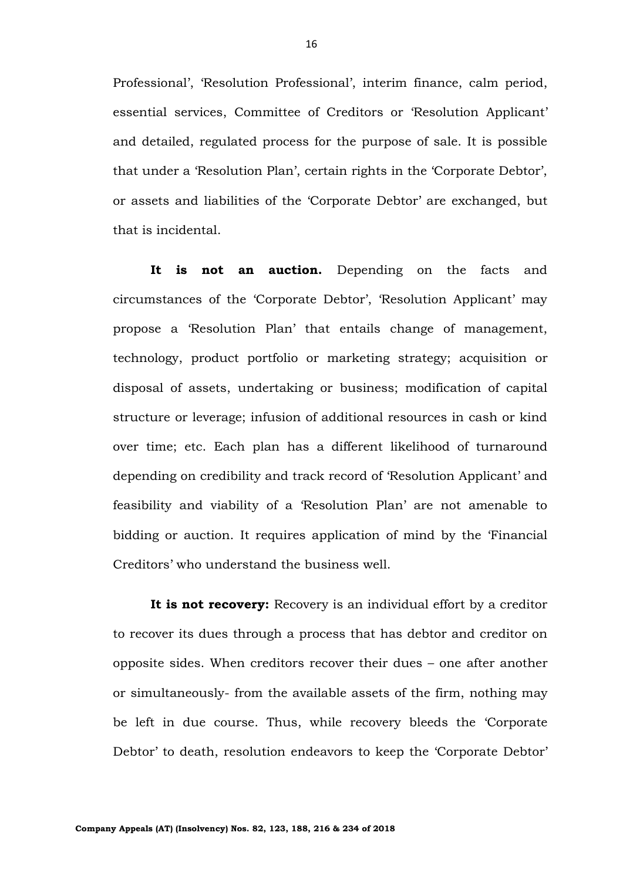Professional', 'Resolution Professional', interim finance, calm period, essential services, Committee of Creditors or 'Resolution Applicant' and detailed, regulated process for the purpose of sale. It is possible that under a 'Resolution Plan', certain rights in the 'Corporate Debtor', or assets and liabilities of the 'Corporate Debtor' are exchanged, but that is incidental.

**It is not an auction.** Depending on the facts and circumstances of the 'Corporate Debtor', 'Resolution Applicant' may propose a 'Resolution Plan' that entails change of management, technology, product portfolio or marketing strategy; acquisition or disposal of assets, undertaking or business; modification of capital structure or leverage; infusion of additional resources in cash or kind over time; etc. Each plan has a different likelihood of turnaround depending on credibility and track record of 'Resolution Applicant' and feasibility and viability of a 'Resolution Plan' are not amenable to bidding or auction. It requires application of mind by the 'Financial Creditors' who understand the business well.

**It is not recovery:** Recovery is an individual effort by a creditor to recover its dues through a process that has debtor and creditor on opposite sides. When creditors recover their dues – one after another or simultaneously- from the available assets of the firm, nothing may be left in due course. Thus, while recovery bleeds the 'Corporate Debtor' to death, resolution endeavors to keep the 'Corporate Debtor'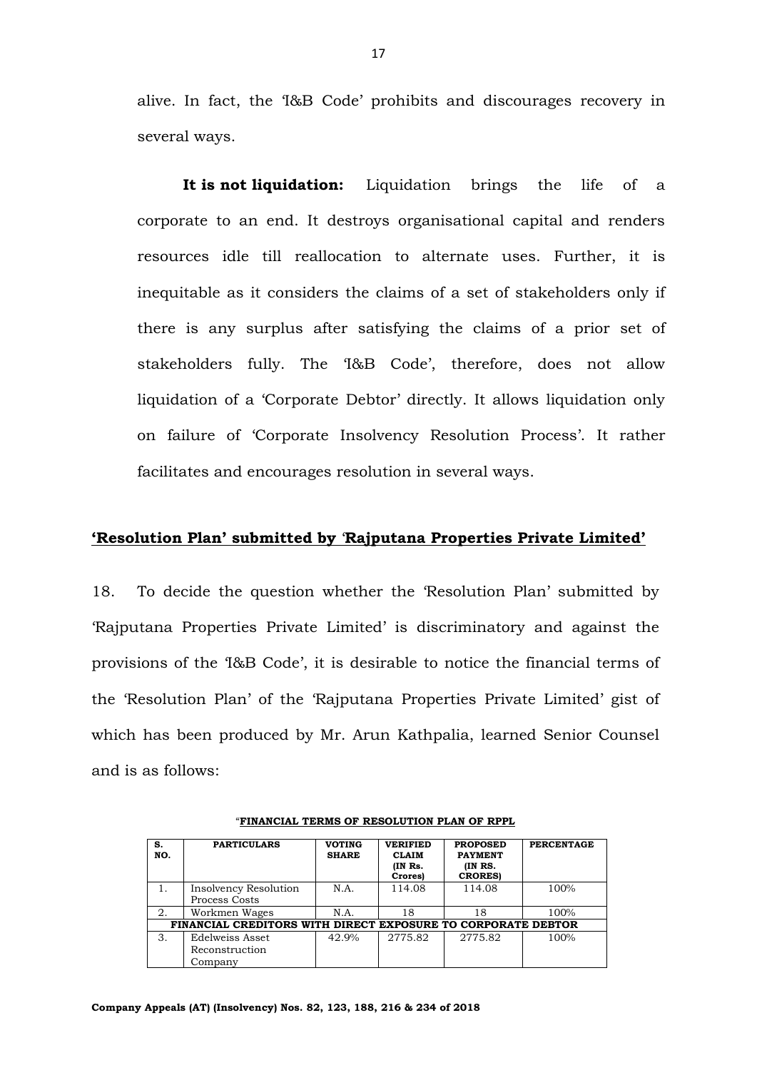alive. In fact, the 'I&B Code' prohibits and discourages recovery in several ways.

**It is not liquidation:** Liquidation brings the life of a corporate to an end. It destroys organisational capital and renders resources idle till reallocation to alternate uses. Further, it is inequitable as it considers the claims of a set of stakeholders only if there is any surplus after satisfying the claims of a prior set of stakeholders fully. The 'I&B Code', therefore, does not allow liquidation of a 'Corporate Debtor' directly. It allows liquidation only on failure of 'Corporate Insolvency Resolution Process'. It rather facilitates and encourages resolution in several ways.

**<u>'Resolution Plan' submitted by 'Rajputana Properties Private Limited'</u>**

18. To decide the question whether the 'Resolution Plan' submitted by 'Rajputana Properties Private Limited' is discriminatory and against the provisions of the 'I&B Code', it is desirable to notice the financial terms of the 'Resolution Plan' of the 'Rajputana Properties Private Limited' gist of which has been produced by Mr. Arun Kathpalia, learned Senior Counsel and is as follows:

"**<u>FINANCIAL TERMS OF RESOLUTION PLAN OF RPPL</u>**

| S. NO. | PARTICULARS | VOTING SHARE | VERIFIED CLAIM (IN Rs. Crores) | PROPOSED PAYMENT (IN RS. CRORES) | PERCENTAGE |
|---|---|---|---|---|---|
| 1. | Insolvency Resolution Process Costs | N.A. | 114.08 | 114.08 | 100% |
| 2. | Workmen Wages | N.A. | 18 | 18 | 100% |
| **FINANCIAL CREDITORS WITH DIRECT EXPOSURE TO CORPORATE DEBTOR** | | | | | |
| 3. | Edelweiss Asset Reconstruction Company | 42.9% | 2775.82 | 2775.82 | 100% |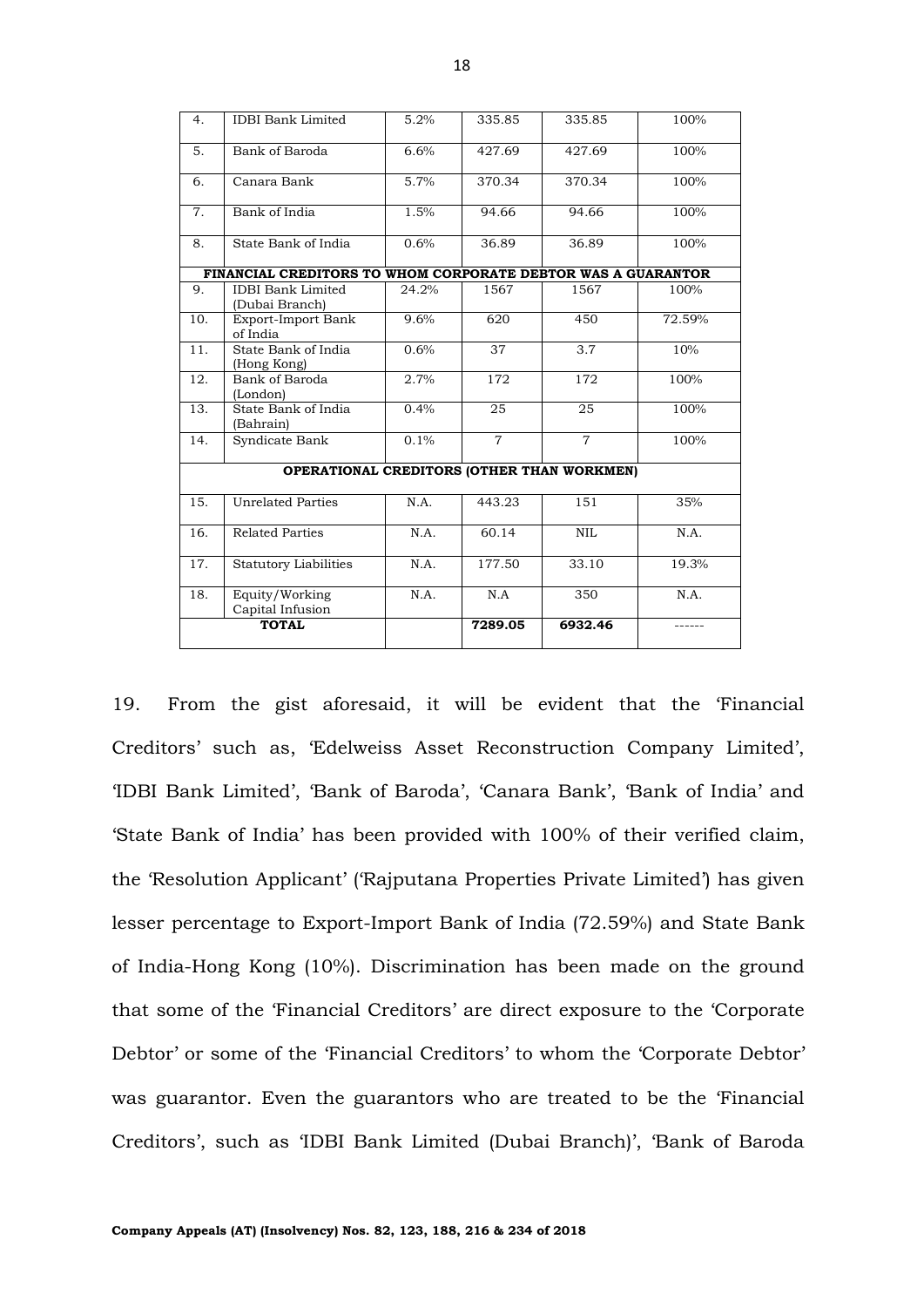| | | | | | |
|---|---|---|---|---|---|
| 4. | IDBI Bank Limited | 5.2% | 335.85 | 335.85 | 100% |
| 5. | Bank of Baroda | 6.6% | 427.69 | 427.69 | 100% |
| 6. | Canara Bank | 5.7% | 370.34 | 370.34 | 100% |
| 7. | Bank of India | 1.5% | 94.66 | 94.66 | 100% |
| 8. | State Bank of India | 0.6% | 36.89 | 36.89 | 100% |
| **FINANCIAL CREDITORS TO WHOM CORPORATE DEBTOR WAS A GUARANTOR** | | | | | |
| 9. | IDBI Bank Limited (Dubai Branch) | 24.2% | 1567 | 1567 | 100% |
| 10. | Export-Import Bank of India | 9.6% | 620 | 450 | 72.59% |
| 11. | State Bank of India (Hong Kong) | 0.6% | 37 | 3.7 | 10% |
| 12. | Bank of Baroda (London) | 2.7% | 172 | 172 | 100% |
| 13. | State Bank of India (Bahrain) | 0.4% | 25 | 25 | 100% |
| 14. | Syndicate Bank | 0.1% | 7 | 7 | 100% |
| **OPERATIONAL CREDITORS (OTHER THAN WORKMEN)** | | | | | |
| 15. | Unrelated Parties | N.A. | 443.23 | 151 | 35% |
| 16. | Related Parties | N.A. | 60.14 | NIL | N.A. |
| 17. | Statutory Liabilities | N.A. | 177.50 | 33.10 | 19.3% |
| 18. | Equity/Working Capital Infusion | N.A. | N.A | 350 | N.A. |
| **TOTAL** | | | **7289.05** | **6932.46** | ------ |

19. From the gist aforesaid, it will be evident that the 'Financial Creditors' such as, 'Edelweiss Asset Reconstruction Company Limited', 'IDBI Bank Limited', 'Bank of Baroda', 'Canara Bank', 'Bank of India' and 'State Bank of India' has been provided with 100% of their verified claim, the 'Resolution Applicant' ('Rajputana Properties Private Limited') has given lesser percentage to Export-Import Bank of India (72.59%) and State Bank of India-Hong Kong (10%). Discrimination has been made on the ground that some of the 'Financial Creditors' are direct exposure to the 'Corporate Debtor' or some of the 'Financial Creditors' to whom the 'Corporate Debtor' was guarantor. Even the guarantors who are treated to be the 'Financial Creditors', such as 'IDBI Bank Limited (Dubai Branch)', 'Bank of Baroda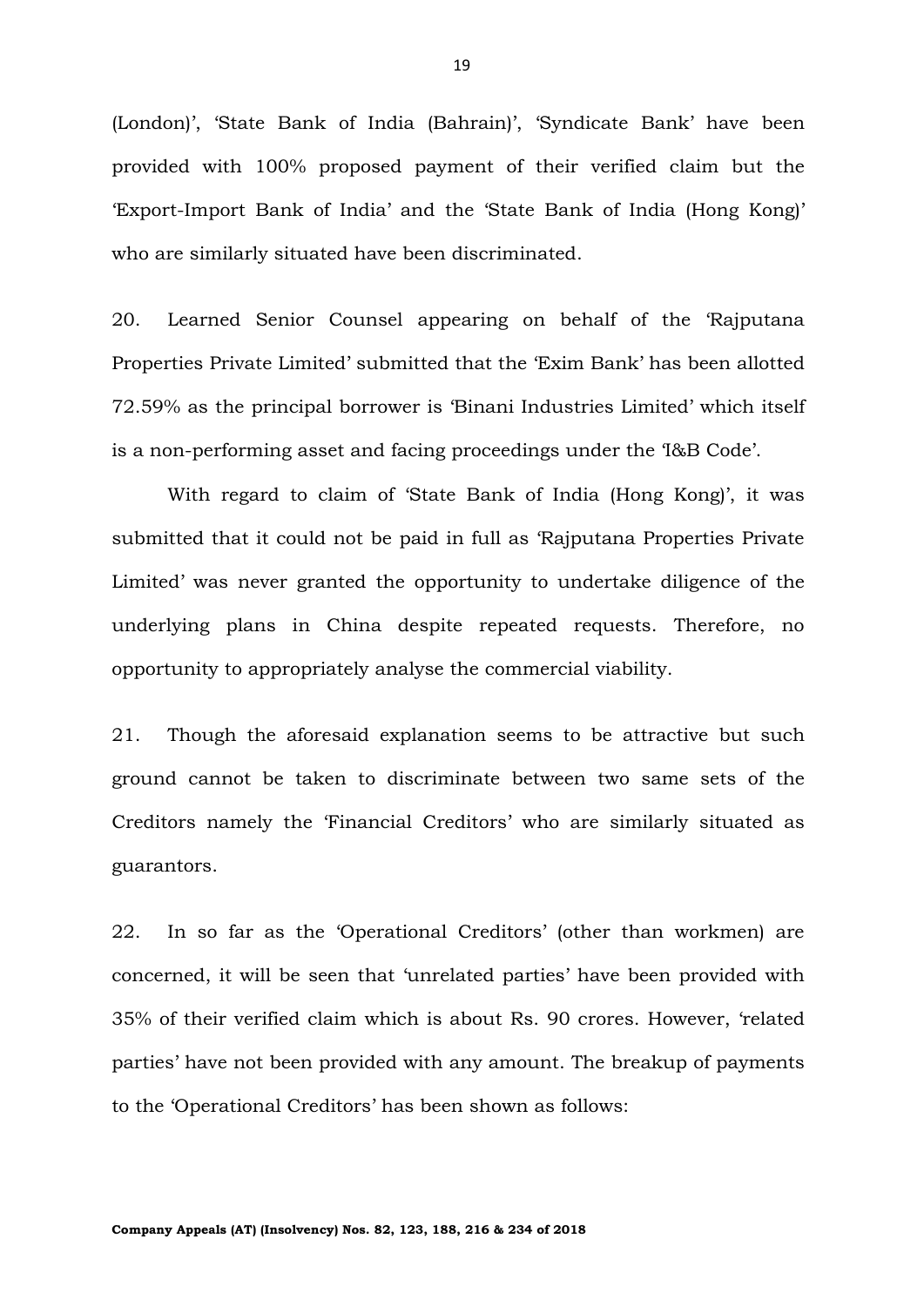(London)', 'State Bank of India (Bahrain)', 'Syndicate Bank' have been provided with 100% proposed payment of their verified claim but the 'Export-Import Bank of India' and the 'State Bank of India (Hong Kong)' who are similarly situated have been discriminated.

20. Learned Senior Counsel appearing on behalf of the 'Rajputana Properties Private Limited' submitted that the 'Exim Bank' has been allotted 72.59% as the principal borrower is 'Binani Industries Limited' which itself is a non-performing asset and facing proceedings under the 'I&B Code'.

With regard to claim of 'State Bank of India (Hong Kong)', it was submitted that it could not be paid in full as 'Rajputana Properties Private Limited' was never granted the opportunity to undertake diligence of the underlying plans in China despite repeated requests. Therefore, no opportunity to appropriately analyse the commercial viability.

21. Though the aforesaid explanation seems to be attractive but such ground cannot be taken to discriminate between two same sets of the Creditors namely the 'Financial Creditors' who are similarly situated as guarantors.

22. In so far as the 'Operational Creditors' (other than workmen) are concerned, it will be seen that 'unrelated parties' have been provided with 35% of their verified claim which is about Rs. 90 crores. However, 'related parties' have not been provided with any amount. The breakup of payments to the 'Operational Creditors' has been shown as follows: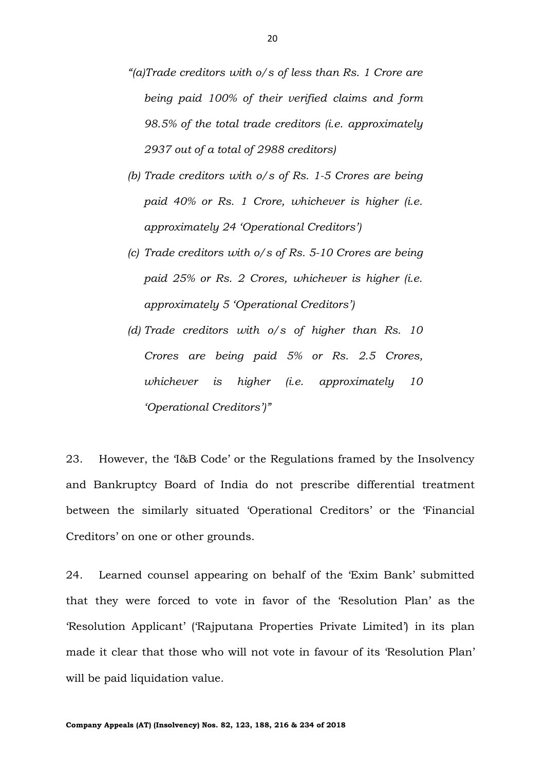*"(a)Trade creditors with o/s of less than Rs. 1 Crore are being paid 100% of their verified claims and form 98.5% of the total trade creditors (i.e. approximately 2937 out of a total of 2988 creditors)*

*(b) Trade creditors with o/s of Rs. 1-5 Crores are being paid 40% or Rs. 1 Crore, whichever is higher (i.e. approximately 24 'Operational Creditors')*

*(c) Trade creditors with o/s of Rs. 5-10 Crores are being paid 25% or Rs. 2 Crores, whichever is higher (i.e. approximately 5 'Operational Creditors')*

*(d) Trade creditors with o/s of higher than Rs. 10 Crores are being paid 5% or Rs. 2.5 Crores, whichever is higher (i.e. approximately 10 'Operational Creditors')"*

23. However, the 'I&B Code' or the Regulations framed by the Insolvency and Bankruptcy Board of India do not prescribe differential treatment between the similarly situated 'Operational Creditors' or the 'Financial Creditors' on one or other grounds.

24. Learned counsel appearing on behalf of the 'Exim Bank' submitted that they were forced to vote in favor of the 'Resolution Plan' as the 'Resolution Applicant' ('Rajputana Properties Private Limited') in its plan made it clear that those who will not vote in favour of its 'Resolution Plan' will be paid liquidation value.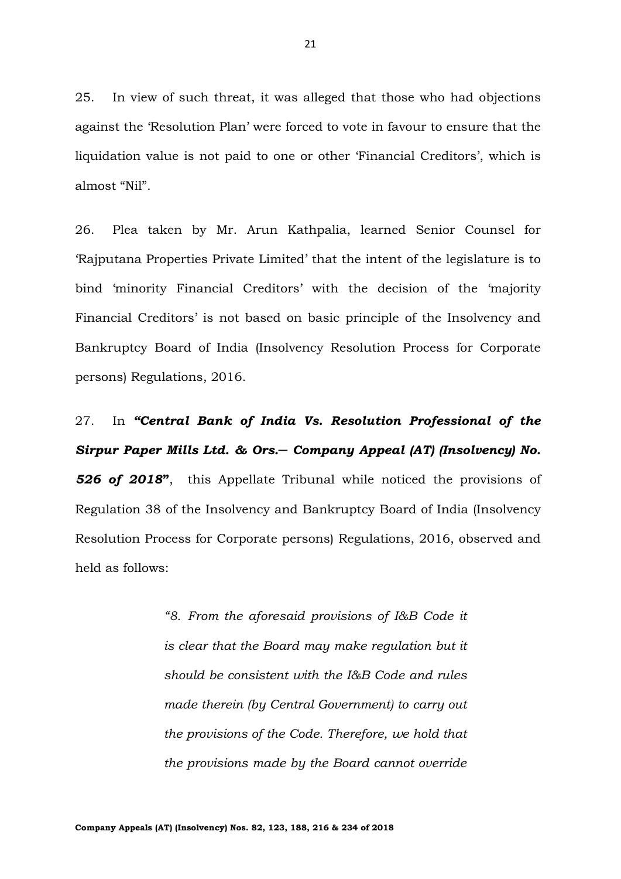25. In view of such threat, it was alleged that those who had objections against the 'Resolution Plan' were forced to vote in favour to ensure that the liquidation value is not paid to one or other 'Financial Creditors', which is almost "Nil".

26. Plea taken by Mr. Arun Kathpalia, learned Senior Counsel for 'Rajputana Properties Private Limited' that the intent of the legislature is to bind 'minority Financial Creditors' with the decision of the 'majority Financial Creditors' is not based on basic principle of the Insolvency and Bankruptcy Board of India (Insolvency Resolution Process for Corporate persons) Regulations, 2016.

27. In ***"Central Bank of India Vs. Resolution Professional of the Sirpur Paper Mills Ltd. & Ors.— Company Appeal (AT) (Insolvency) No. 526 of 2018"***, this Appellate Tribunal while noticed the provisions of Regulation 38 of the Insolvency and Bankruptcy Board of India (Insolvency Resolution Process for Corporate persons) Regulations, 2016, observed and held as follows:

> *"8. From the aforesaid provisions of I&B Code it is clear that the Board may make regulation but it should be consistent with the I&B Code and rules made therein (by Central Government) to carry out the provisions of the Code. Therefore, we hold that the provisions made by the Board cannot override*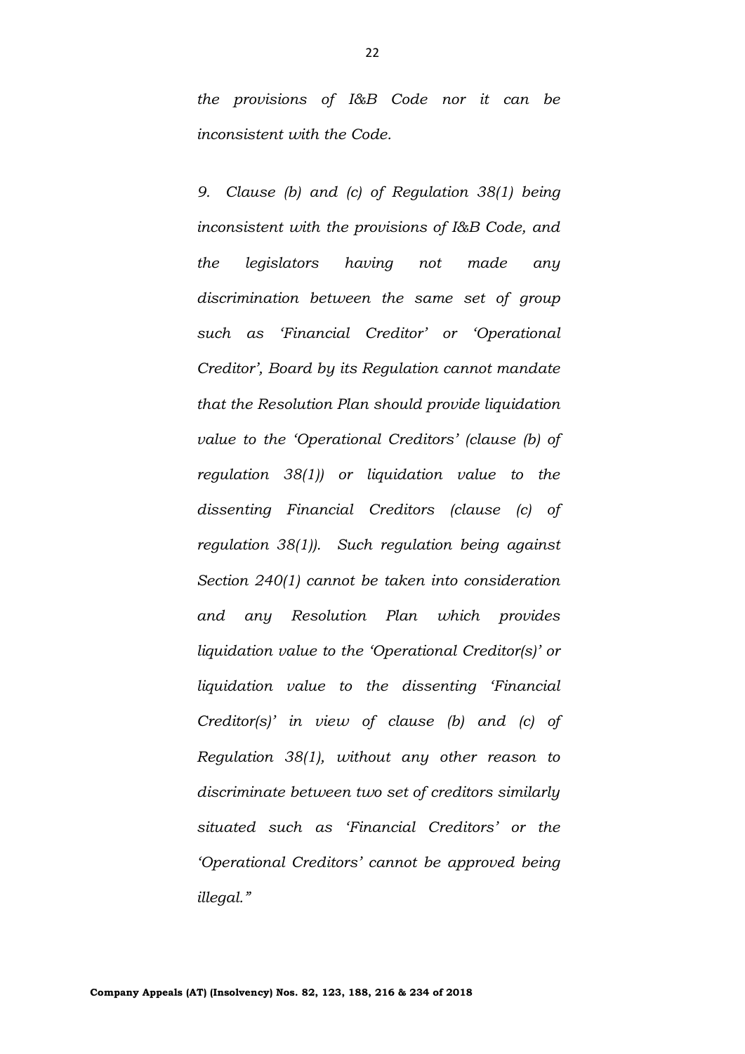*the provisions of I&B Code nor it can be inconsistent with the Code.*

*9. Clause (b) and (c) of Regulation 38(1) being inconsistent with the provisions of I&B Code, and the legislators having not made any discrimination between the same set of group such as 'Financial Creditor' or 'Operational Creditor', Board by its Regulation cannot mandate that the Resolution Plan should provide liquidation value to the 'Operational Creditors' (clause (b) of regulation 38(1)) or liquidation value to the dissenting Financial Creditors (clause (c) of regulation 38(1)). Such regulation being against Section 240(1) cannot be taken into consideration and any Resolution Plan which provides liquidation value to the 'Operational Creditor(s)' or liquidation value to the dissenting 'Financial Creditor(s)' in view of clause (b) and (c) of Regulation 38(1), without any other reason to discriminate between two set of creditors similarly situated such as 'Financial Creditors' or the 'Operational Creditors' cannot be approved being illegal."*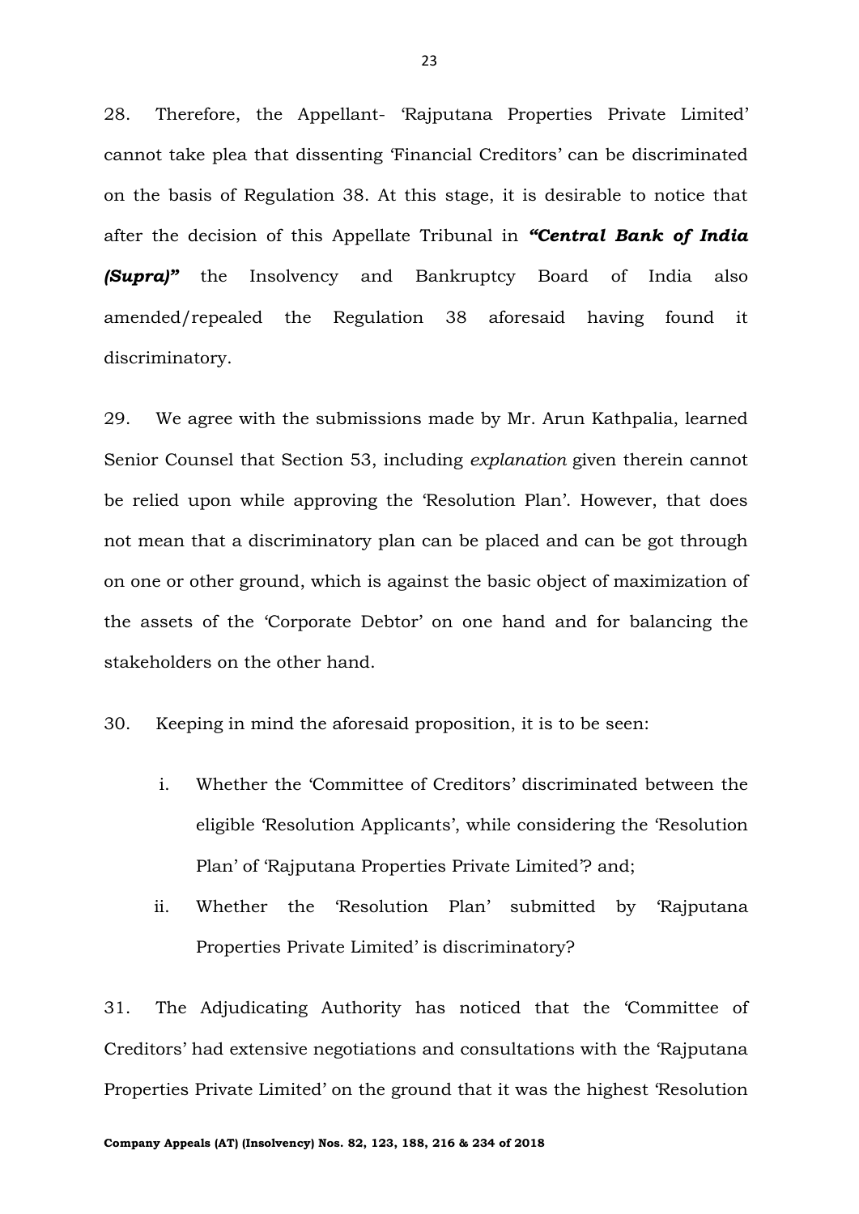28. Therefore, the Appellant- 'Rajputana Properties Private Limited' cannot take plea that dissenting 'Financial Creditors' can be discriminated on the basis of Regulation 38. At this stage, it is desirable to notice that after the decision of this Appellate Tribunal in ***"Central Bank of India (Supra)"*** the Insolvency and Bankruptcy Board of India also amended/repealed the Regulation 38 aforesaid having found it discriminatory.

29. We agree with the submissions made by Mr. Arun Kathpalia, learned Senior Counsel that Section 53, including *explanation* given therein cannot be relied upon while approving the 'Resolution Plan'. However, that does not mean that a discriminatory plan can be placed and can be got through on one or other ground, which is against the basic object of maximization of the assets of the 'Corporate Debtor' on one hand and for balancing the stakeholders on the other hand.

30. Keeping in mind the aforesaid proposition, it is to be seen:

i. Whether the 'Committee of Creditors' discriminated between the eligible 'Resolution Applicants', while considering the 'Resolution Plan' of 'Rajputana Properties Private Limited'? and;

ii. Whether the 'Resolution Plan' submitted by 'Rajputana Properties Private Limited' is discriminatory?

31. The Adjudicating Authority has noticed that the 'Committee of Creditors' had extensive negotiations and consultations with the 'Rajputana Properties Private Limited' on the ground that it was the highest 'Resolution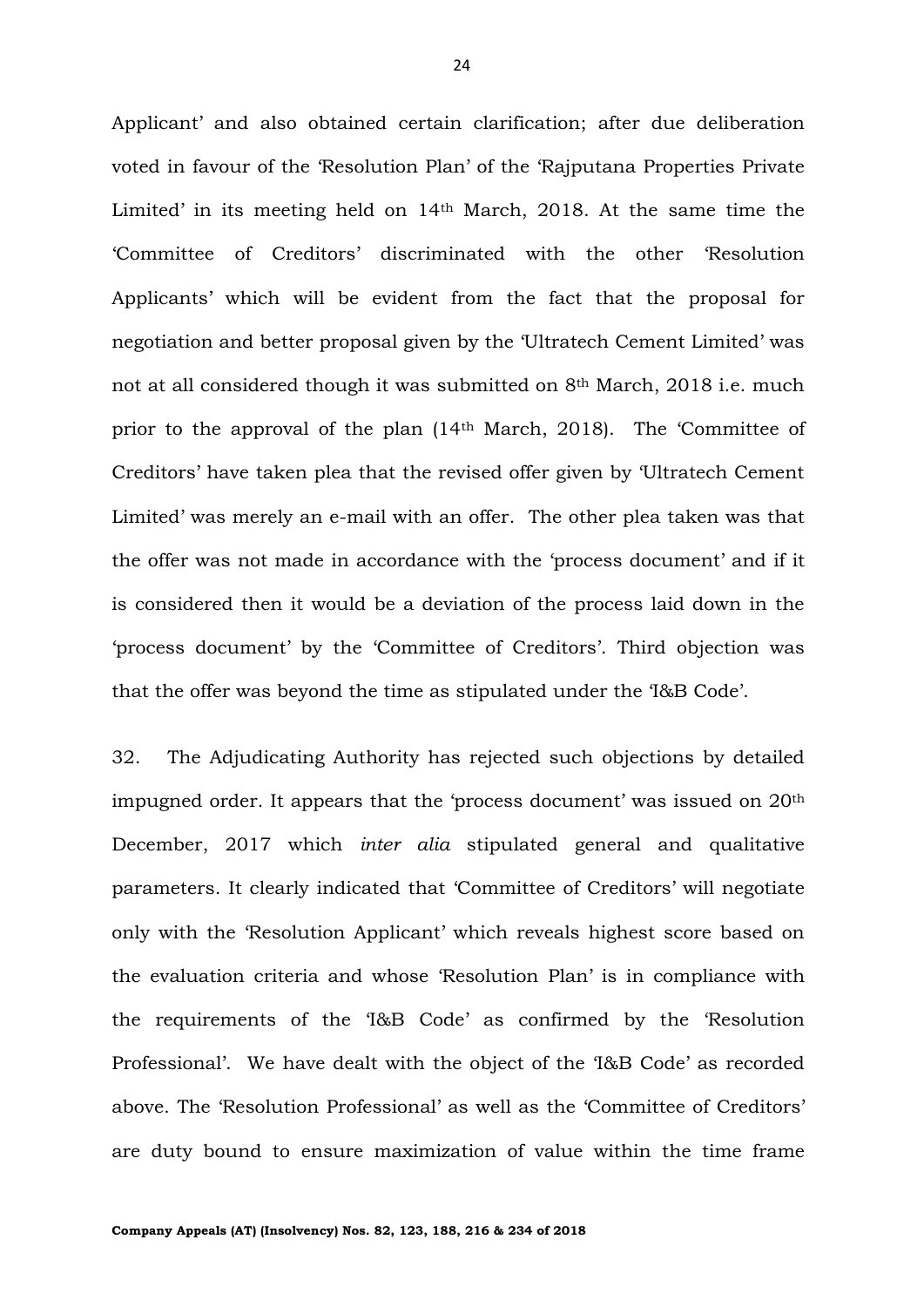Applicant' and also obtained certain clarification; after due deliberation voted in favour of the 'Resolution Plan' of the 'Rajputana Properties Private Limited' in its meeting held on 14th March, 2018. At the same time the 'Committee of Creditors' discriminated with the other 'Resolution Applicants' which will be evident from the fact that the proposal for negotiation and better proposal given by the 'Ultratech Cement Limited' was not at all considered though it was submitted on 8th March, 2018 i.e. much prior to the approval of the plan (14th March, 2018). The 'Committee of Creditors' have taken plea that the revised offer given by 'Ultratech Cement Limited' was merely an e-mail with an offer. The other plea taken was that the offer was not made in accordance with the 'process document' and if it is considered then it would be a deviation of the process laid down in the 'process document' by the 'Committee of Creditors'. Third objection was that the offer was beyond the time as stipulated under the 'I&B Code'.

32. The Adjudicating Authority has rejected such objections by detailed impugned order. It appears that the 'process document' was issued on 20th December, 2017 which *inter alia* stipulated general and qualitative parameters. It clearly indicated that 'Committee of Creditors' will negotiate only with the 'Resolution Applicant' which reveals highest score based on the evaluation criteria and whose 'Resolution Plan' is in compliance with the requirements of the 'I&B Code' as confirmed by the 'Resolution Professional'. We have dealt with the object of the 'I&B Code' as recorded above. The 'Resolution Professional' as well as the 'Committee of Creditors' are duty bound to ensure maximization of value within the time frame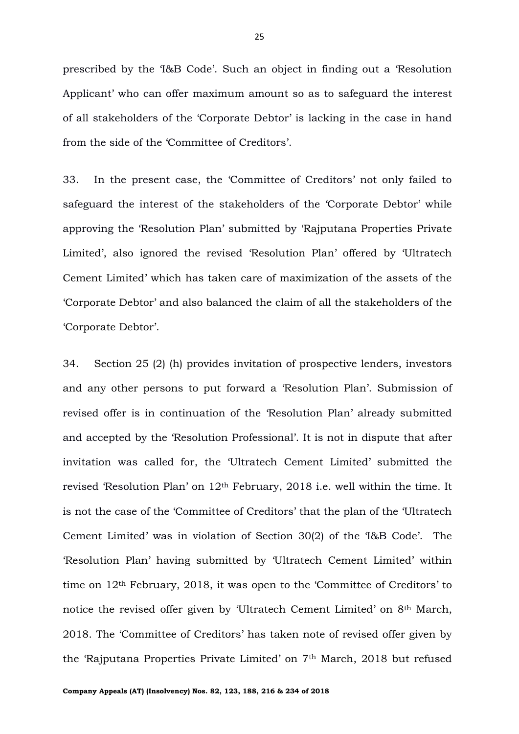prescribed by the 'I&B Code'. Such an object in finding out a 'Resolution Applicant' who can offer maximum amount so as to safeguard the interest of all stakeholders of the 'Corporate Debtor' is lacking in the case in hand from the side of the 'Committee of Creditors'.

33. In the present case, the 'Committee of Creditors' not only failed to safeguard the interest of the stakeholders of the 'Corporate Debtor' while approving the 'Resolution Plan' submitted by 'Rajputana Properties Private Limited', also ignored the revised 'Resolution Plan' offered by 'Ultratech Cement Limited' which has taken care of maximization of the assets of the 'Corporate Debtor' and also balanced the claim of all the stakeholders of the 'Corporate Debtor'.

34. Section 25 (2) (h) provides invitation of prospective lenders, investors and any other persons to put forward a 'Resolution Plan'. Submission of revised offer is in continuation of the 'Resolution Plan' already submitted and accepted by the 'Resolution Professional'. It is not in dispute that after invitation was called for, the 'Ultratech Cement Limited' submitted the revised 'Resolution Plan' on 12th February, 2018 i.e. well within the time. It is not the case of the 'Committee of Creditors' that the plan of the 'Ultratech Cement Limited' was in violation of Section 30(2) of the 'I&B Code'. The 'Resolution Plan' having submitted by 'Ultratech Cement Limited' within time on 12th February, 2018, it was open to the 'Committee of Creditors' to notice the revised offer given by 'Ultratech Cement Limited' on 8th March, 2018. The 'Committee of Creditors' has taken note of revised offer given by the 'Rajputana Properties Private Limited' on 7th March, 2018 but refused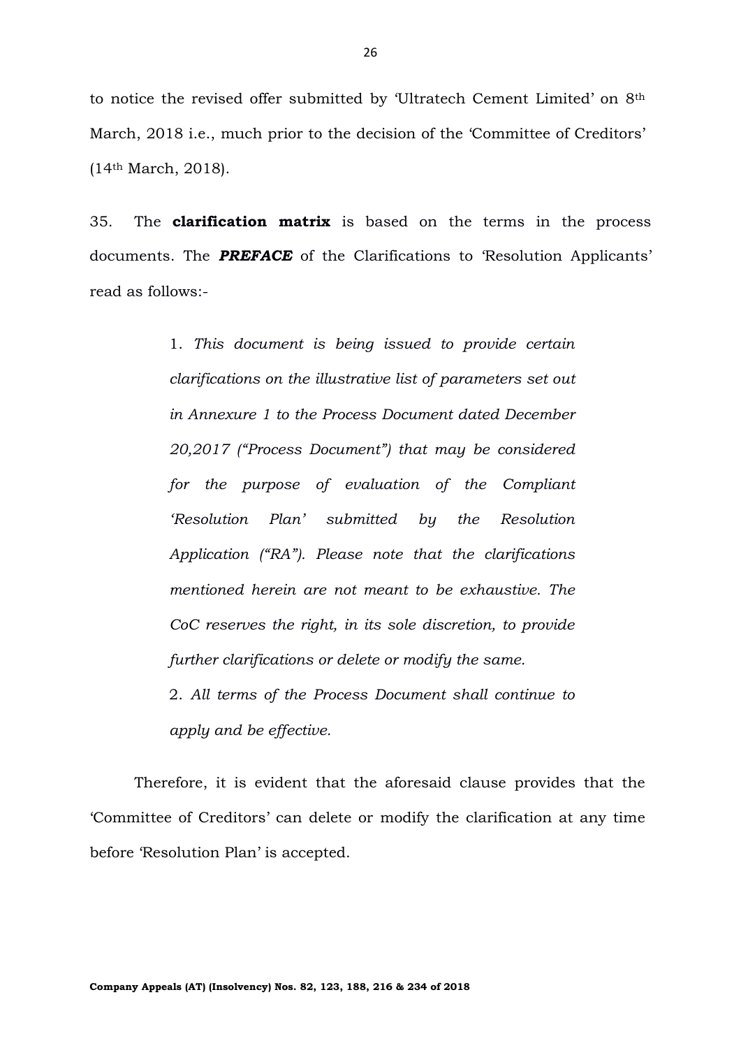to notice the revised offer submitted by 'Ultratech Cement Limited' on 8th March, 2018 i.e., much prior to the decision of the 'Committee of Creditors' (14th March, 2018).

35. The **clarification matrix** is based on the terms in the process documents. The ***PREFACE*** of the Clarifications to 'Resolution Applicants' read as follows:-

> 1. *This document is being issued to provide certain clarifications on the illustrative list of parameters set out in Annexure 1 to the Process Document dated December 20,2017 ("Process Document") that may be considered for the purpose of evaluation of the Compliant 'Resolution Plan' submitted by the Resolution Application ("RA"). Please note that the clarifications mentioned herein are not meant to be exhaustive. The CoC reserves the right, in its sole discretion, to provide further clarifications or delete or modify the same.*
>
> 2. *All terms of the Process Document shall continue to apply and be effective.*

Therefore, it is evident that the aforesaid clause provides that the 'Committee of Creditors' can delete or modify the clarification at any time before 'Resolution Plan' is accepted.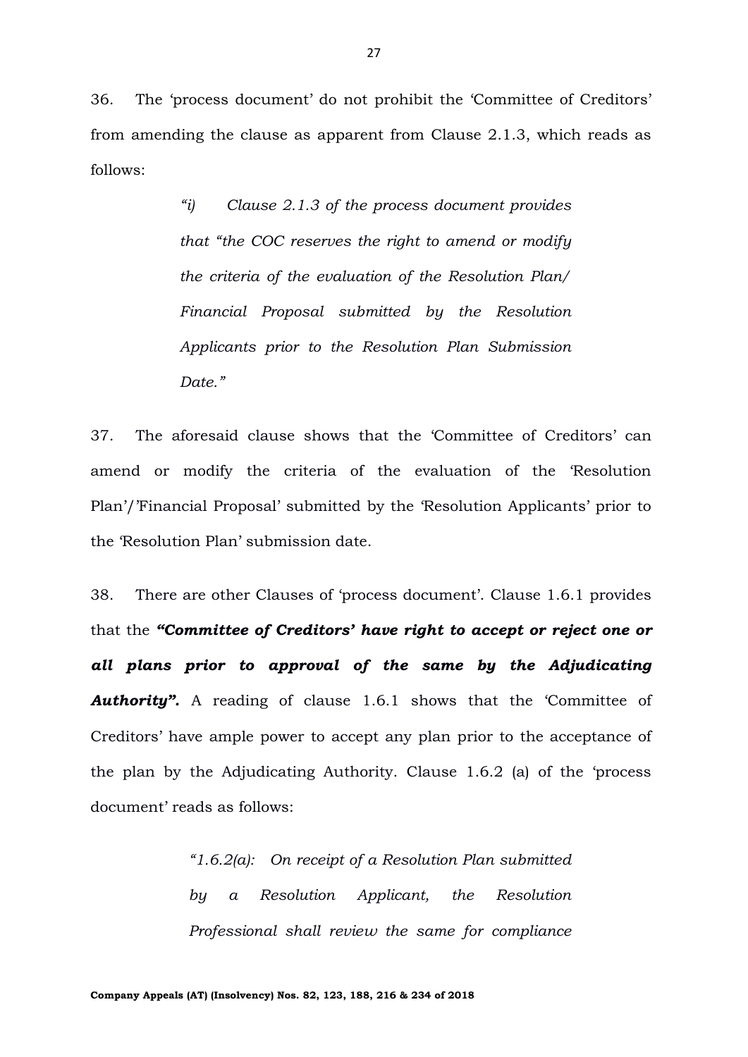36. The 'process document' do not prohibit the 'Committee of Creditors' from amending the clause as apparent from Clause 2.1.3, which reads as follows:

> *"i) Clause 2.1.3 of the process document provides that "the COC reserves the right to amend or modify the criteria of the evaluation of the Resolution Plan/ Financial Proposal submitted by the Resolution Applicants prior to the Resolution Plan Submission Date."*

37. The aforesaid clause shows that the 'Committee of Creditors' can amend or modify the criteria of the evaluation of the 'Resolution Plan'/'Financial Proposal' submitted by the 'Resolution Applicants' prior to the 'Resolution Plan' submission date.

38. There are other Clauses of 'process document'. Clause 1.6.1 provides that the ***"Committee of Creditors' have right to accept or reject one or all plans prior to approval of the same by the Adjudicating Authority".*** A reading of clause 1.6.1 shows that the 'Committee of Creditors' have ample power to accept any plan prior to the acceptance of the plan by the Adjudicating Authority. Clause 1.6.2 (a) of the 'process document' reads as follows:

> *"1.6.2(a): On receipt of a Resolution Plan submitted by a Resolution Applicant, the Resolution Professional shall review the same for compliance*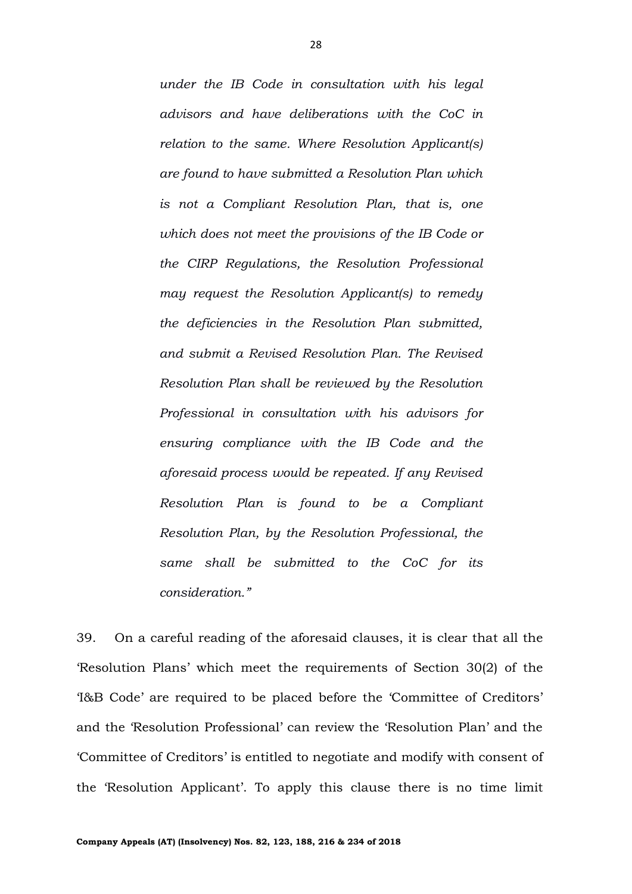> *under the IB Code in consultation with his legal advisors and have deliberations with the CoC in relation to the same. Where Resolution Applicant(s) are found to have submitted a Resolution Plan which is not a Compliant Resolution Plan, that is, one which does not meet the provisions of the IB Code or the CIRP Regulations, the Resolution Professional may request the Resolution Applicant(s) to remedy the deficiencies in the Resolution Plan submitted, and submit a Revised Resolution Plan. The Revised Resolution Plan shall be reviewed by the Resolution Professional in consultation with his advisors for ensuring compliance with the IB Code and the aforesaid process would be repeated. If any Revised Resolution Plan is found to be a Compliant Resolution Plan, by the Resolution Professional, the same shall be submitted to the CoC for its consideration."*

39. On a careful reading of the aforesaid clauses, it is clear that all the 'Resolution Plans' which meet the requirements of Section 30(2) of the 'I&B Code' are required to be placed before the 'Committee of Creditors' and the 'Resolution Professional' can review the 'Resolution Plan' and the 'Committee of Creditors' is entitled to negotiate and modify with consent of the 'Resolution Applicant'. To apply this clause there is no time limit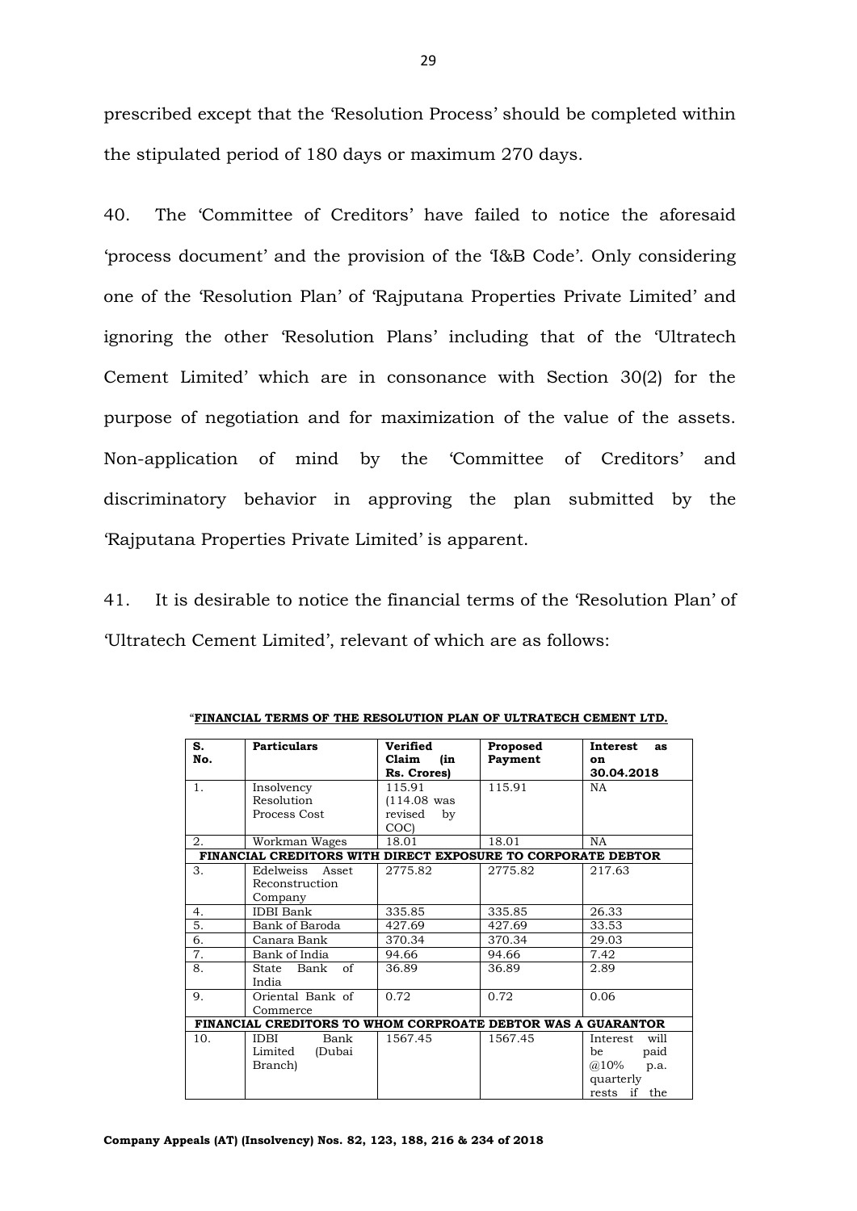prescribed except that the 'Resolution Process' should be completed within the stipulated period of 180 days or maximum 270 days.

40. The 'Committee of Creditors' have failed to notice the aforesaid 'process document' and the provision of the 'I&B Code'. Only considering one of the 'Resolution Plan' of 'Rajputana Properties Private Limited' and ignoring the other 'Resolution Plans' including that of the 'Ultratech Cement Limited' which are in consonance with Section 30(2) for the purpose of negotiation and for maximization of the value of the assets. Non-application of mind by the 'Committee of Creditors' and discriminatory behavior in approving the plan submitted by the 'Rajputana Properties Private Limited' is apparent.

41. It is desirable to notice the financial terms of the 'Resolution Plan' of 'Ultratech Cement Limited', relevant of which are as follows:

"**FINANCIAL TERMS OF THE RESOLUTION PLAN OF ULTRATECH CEMENT LTD.**

| S. No. | Particulars | Verified Claim (in Rs. Crores) | Proposed Payment | Interest as on 30.04.2018 |
|---|---|---|---|---|
| 1. | Insolvency Resolution Process Cost | 115.91 (114.08 was revised by COC) | 115.91 | NA |
| 2. | Workman Wages | 18.01 | 18.01 | NA |
| **FINANCIAL CREDITORS WITH DIRECT EXPOSURE TO CORPORATE DEBTOR** | | | | |
| 3. | Edelweiss Asset Reconstruction Company | 2775.82 | 2775.82 | 217.63 |
| 4. | IDBI Bank | 335.85 | 335.85 | 26.33 |
| 5. | Bank of Baroda | 427.69 | 427.69 | 33.53 |
| 6. | Canara Bank | 370.34 | 370.34 | 29.03 |
| 7. | Bank of India | 94.66 | 94.66 | 7.42 |
| 8. | State Bank of India | 36.89 | 36.89 | 2.89 |
| 9. | Oriental Bank of Commerce | 0.72 | 0.72 | 0.06 |
| **FINANCIAL CREDITORS TO WHOM CORPROATE DEBTOR WAS A GUARANTOR** | | | | |
| 10. | IDBI Bank Limited (Dubai Branch) | 1567.45 | 1567.45 | Interest will be paid @10% p.a. quarterly rests if the |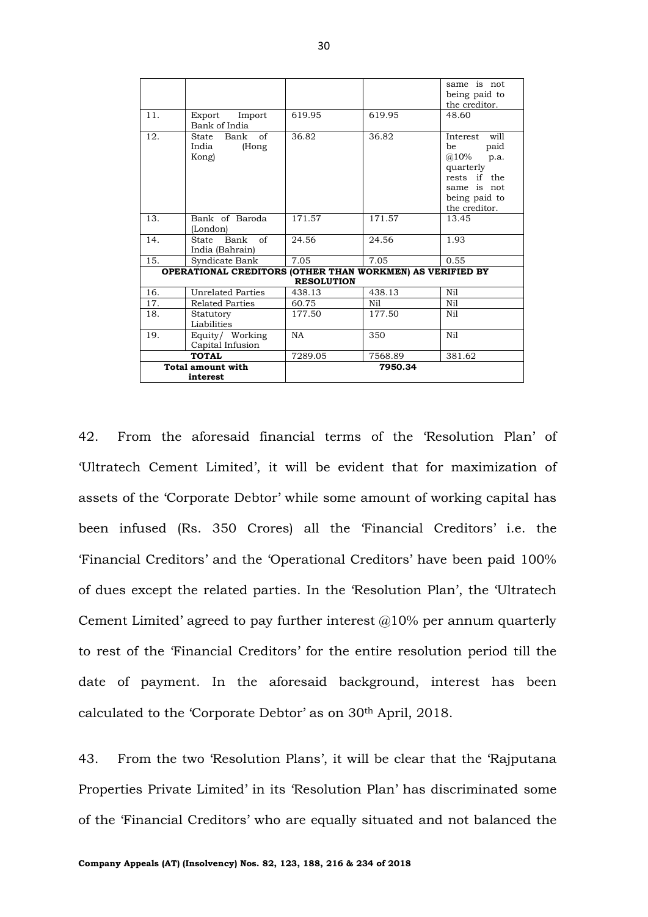| | | | | same is not being paid to the creditor. |
|---|---|---|---|---|
| 11. | Export Import Bank of India | 619.95 | 619.95 | 48.60 |
| 12. | State Bank of India (Hong Kong) | 36.82 | 36.82 | Interest will be paid @10% p.a. quarterly rests if the same is not being paid to the creditor. |
| 13. | Bank of Baroda (London) | 171.57 | 171.57 | 13.45 |
| 14. | State Bank of India (Bahrain) | 24.56 | 24.56 | 1.93 |
| 15. | Syndicate Bank | 7.05 | 7.05 | 0.55 |
| **OPERATIONAL CREDITORS (OTHER THAN WORKMEN) AS VERIFIED BY RESOLUTION** | | | | |
| 16. | Unrelated Parties | 438.13 | 438.13 | Nil |
| 17. | Related Parties | 60.75 | Nil | Nil |
| 18. | Statutory Liabilities | 177.50 | 177.50 | Nil |
| 19. | Equity/ Working Capital Infusion | NA | 350 | Nil |
| **TOTAL** | | 7289.05 | 7568.89 | 381.62 |
| **Total amount with interest** | | **7950.34** | | |

42. From the aforesaid financial terms of the 'Resolution Plan' of 'Ultratech Cement Limited', it will be evident that for maximization of assets of the 'Corporate Debtor' while some amount of working capital has been infused (Rs. 350 Crores) all the 'Financial Creditors' i.e. the 'Financial Creditors' and the 'Operational Creditors' have been paid 100% of dues except the related parties. In the 'Resolution Plan', the 'Ultratech Cement Limited' agreed to pay further interest @10% per annum quarterly to rest of the 'Financial Creditors' for the entire resolution period till the date of payment. In the aforesaid background, interest has been calculated to the 'Corporate Debtor' as on 30th April, 2018.

43. From the two 'Resolution Plans', it will be clear that the 'Rajputana Properties Private Limited' in its 'Resolution Plan' has discriminated some of the 'Financial Creditors' who are equally situated and not balanced the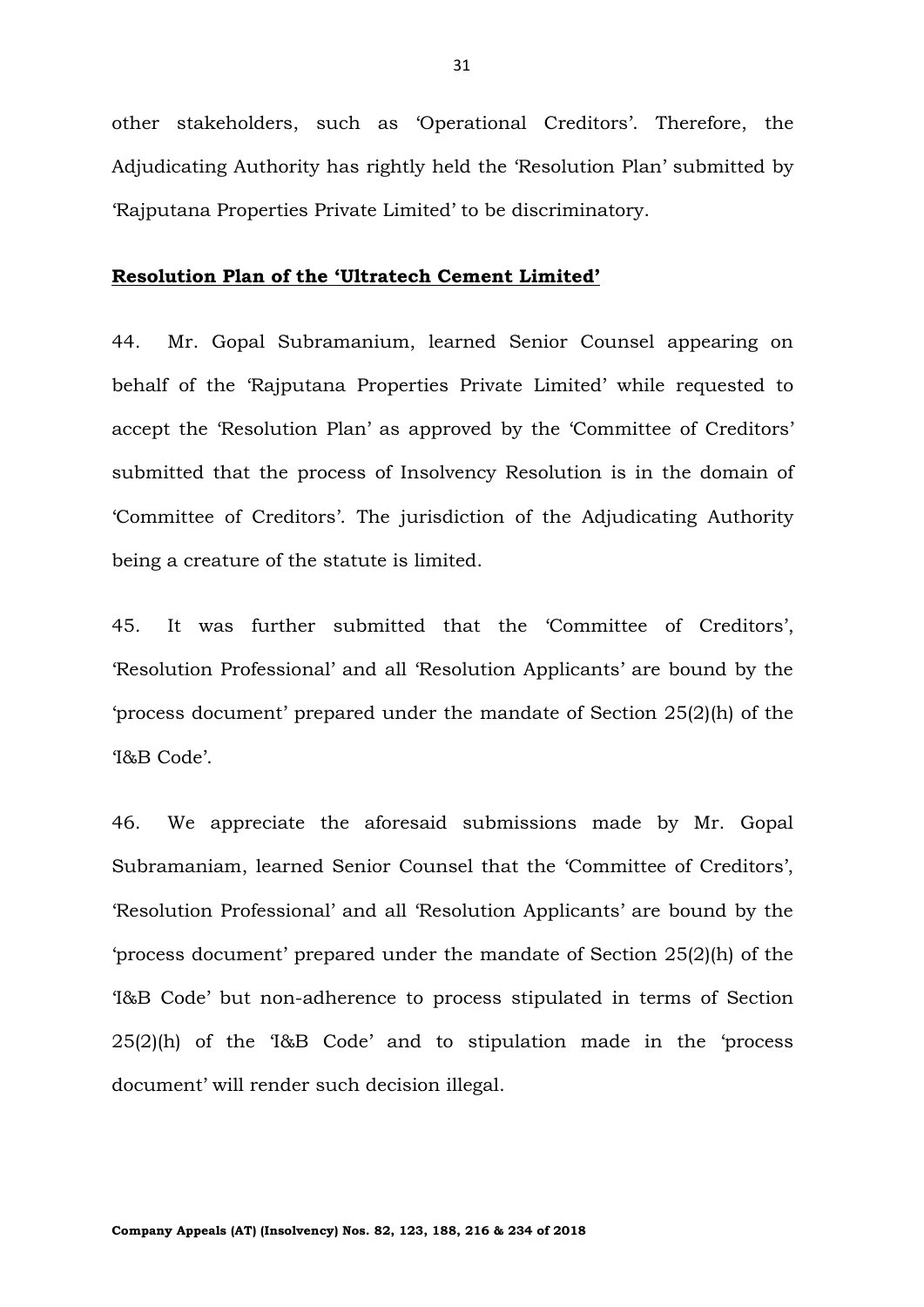other stakeholders, such as 'Operational Creditors'. Therefore, the Adjudicating Authority has rightly held the 'Resolution Plan' submitted by 'Rajputana Properties Private Limited' to be discriminatory.

**<u>Resolution Plan of the 'Ultratech Cement Limited'</u>**

44. Mr. Gopal Subramanium, learned Senior Counsel appearing on behalf of the 'Rajputana Properties Private Limited' while requested to accept the 'Resolution Plan' as approved by the 'Committee of Creditors' submitted that the process of Insolvency Resolution is in the domain of 'Committee of Creditors'. The jurisdiction of the Adjudicating Authority being a creature of the statute is limited.

45. It was further submitted that the 'Committee of Creditors', 'Resolution Professional' and all 'Resolution Applicants' are bound by the 'process document' prepared under the mandate of Section 25(2)(h) of the 'I&B Code'.

46. We appreciate the aforesaid submissions made by Mr. Gopal Subramaniam, learned Senior Counsel that the 'Committee of Creditors', 'Resolution Professional' and all 'Resolution Applicants' are bound by the 'process document' prepared under the mandate of Section 25(2)(h) of the 'I&B Code' but non-adherence to process stipulated in terms of Section 25(2)(h) of the 'I&B Code' and to stipulation made in the 'process document' will render such decision illegal.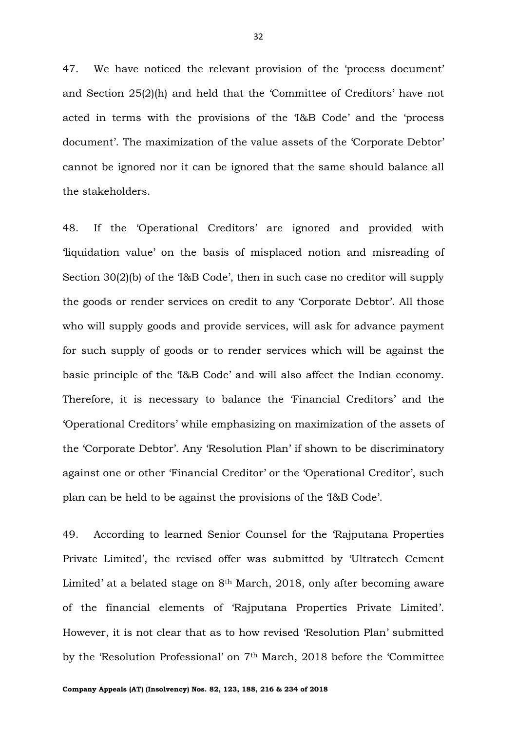47. We have noticed the relevant provision of the 'process document' and Section 25(2)(h) and held that the 'Committee of Creditors' have not acted in terms with the provisions of the 'I&B Code' and the 'process document'. The maximization of the value assets of the 'Corporate Debtor' cannot be ignored nor it can be ignored that the same should balance all the stakeholders.

48. If the 'Operational Creditors' are ignored and provided with 'liquidation value' on the basis of misplaced notion and misreading of Section 30(2)(b) of the 'I&B Code', then in such case no creditor will supply the goods or render services on credit to any 'Corporate Debtor'. All those who will supply goods and provide services, will ask for advance payment for such supply of goods or to render services which will be against the basic principle of the 'I&B Code' and will also affect the Indian economy. Therefore, it is necessary to balance the 'Financial Creditors' and the 'Operational Creditors' while emphasizing on maximization of the assets of the 'Corporate Debtor'. Any 'Resolution Plan' if shown to be discriminatory against one or other 'Financial Creditor' or the 'Operational Creditor', such plan can be held to be against the provisions of the 'I&B Code'.

49. According to learned Senior Counsel for the 'Rajputana Properties Private Limited', the revised offer was submitted by 'Ultratech Cement Limited' at a belated stage on 8th March, 2018, only after becoming aware of the financial elements of 'Rajputana Properties Private Limited'. However, it is not clear that as to how revised 'Resolution Plan' submitted by the 'Resolution Professional' on 7th March, 2018 before the 'Committee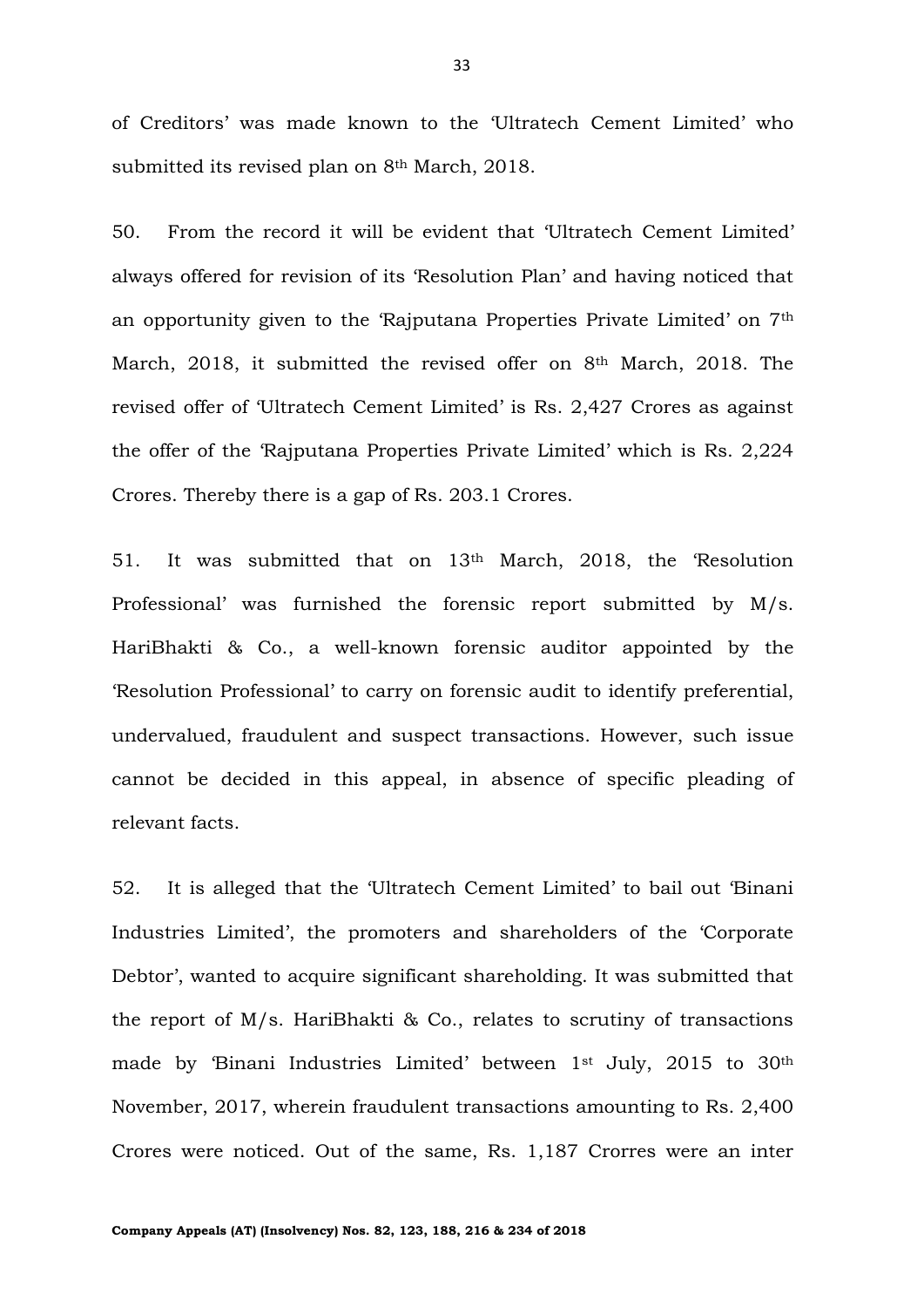of Creditors' was made known to the 'Ultratech Cement Limited' who submitted its revised plan on 8th March, 2018.

50. From the record it will be evident that 'Ultratech Cement Limited' always offered for revision of its 'Resolution Plan' and having noticed that an opportunity given to the 'Rajputana Properties Private Limited' on 7th March, 2018, it submitted the revised offer on 8th March, 2018. The revised offer of 'Ultratech Cement Limited' is Rs. 2,427 Crores as against the offer of the 'Rajputana Properties Private Limited' which is Rs. 2,224 Crores. Thereby there is a gap of Rs. 203.1 Crores.

51. It was submitted that on 13th March, 2018, the 'Resolution Professional' was furnished the forensic report submitted by M/s. HariBhakti & Co., a well-known forensic auditor appointed by the 'Resolution Professional' to carry on forensic audit to identify preferential, undervalued, fraudulent and suspect transactions. However, such issue cannot be decided in this appeal, in absence of specific pleading of relevant facts.

52. It is alleged that the 'Ultratech Cement Limited' to bail out 'Binani Industries Limited', the promoters and shareholders of the 'Corporate Debtor', wanted to acquire significant shareholding. It was submitted that the report of M/s. HariBhakti & Co., relates to scrutiny of transactions made by 'Binani Industries Limited' between 1st July, 2015 to 30th November, 2017, wherein fraudulent transactions amounting to Rs. 2,400 Crores were noticed. Out of the same, Rs. 1,187 Crorres were an inter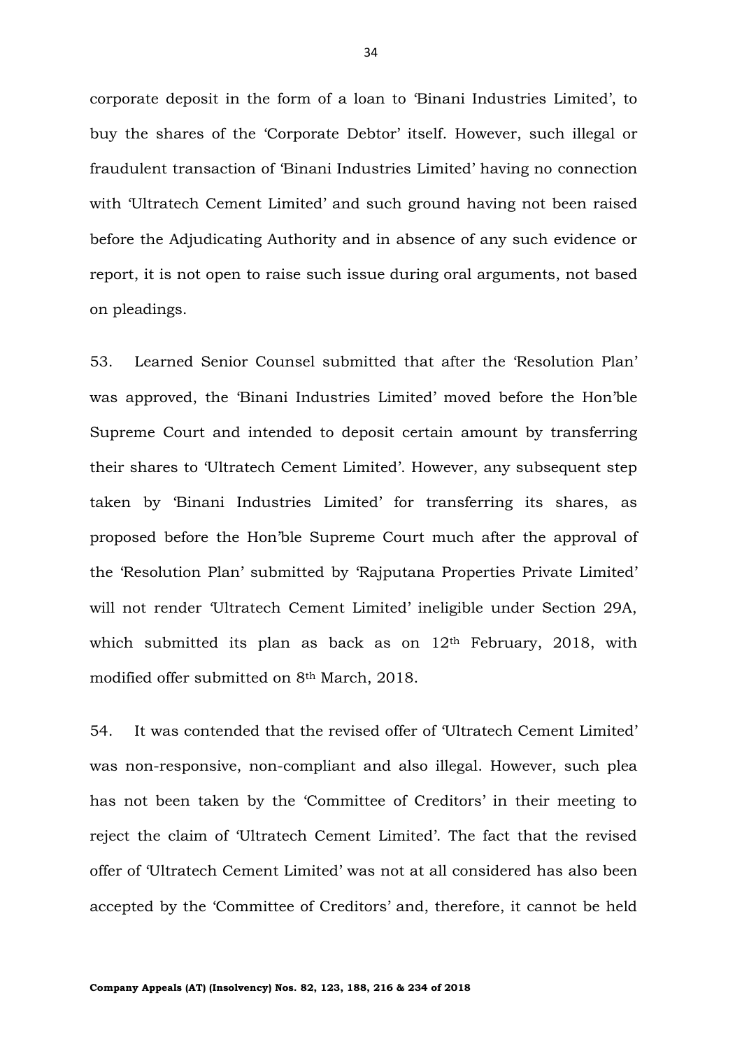corporate deposit in the form of a loan to 'Binani Industries Limited', to buy the shares of the 'Corporate Debtor' itself. However, such illegal or fraudulent transaction of 'Binani Industries Limited' having no connection with 'Ultratech Cement Limited' and such ground having not been raised before the Adjudicating Authority and in absence of any such evidence or report, it is not open to raise such issue during oral arguments, not based on pleadings.

53. Learned Senior Counsel submitted that after the 'Resolution Plan' was approved, the 'Binani Industries Limited' moved before the Hon'ble Supreme Court and intended to deposit certain amount by transferring their shares to 'Ultratech Cement Limited'. However, any subsequent step taken by 'Binani Industries Limited' for transferring its shares, as proposed before the Hon'ble Supreme Court much after the approval of the 'Resolution Plan' submitted by 'Rajputana Properties Private Limited' will not render 'Ultratech Cement Limited' ineligible under Section 29A, which submitted its plan as back as on 12th February, 2018, with modified offer submitted on 8th March, 2018.

54. It was contended that the revised offer of 'Ultratech Cement Limited' was non-responsive, non-compliant and also illegal. However, such plea has not been taken by the 'Committee of Creditors' in their meeting to reject the claim of 'Ultratech Cement Limited'. The fact that the revised offer of 'Ultratech Cement Limited' was not at all considered has also been accepted by the 'Committee of Creditors' and, therefore, it cannot be held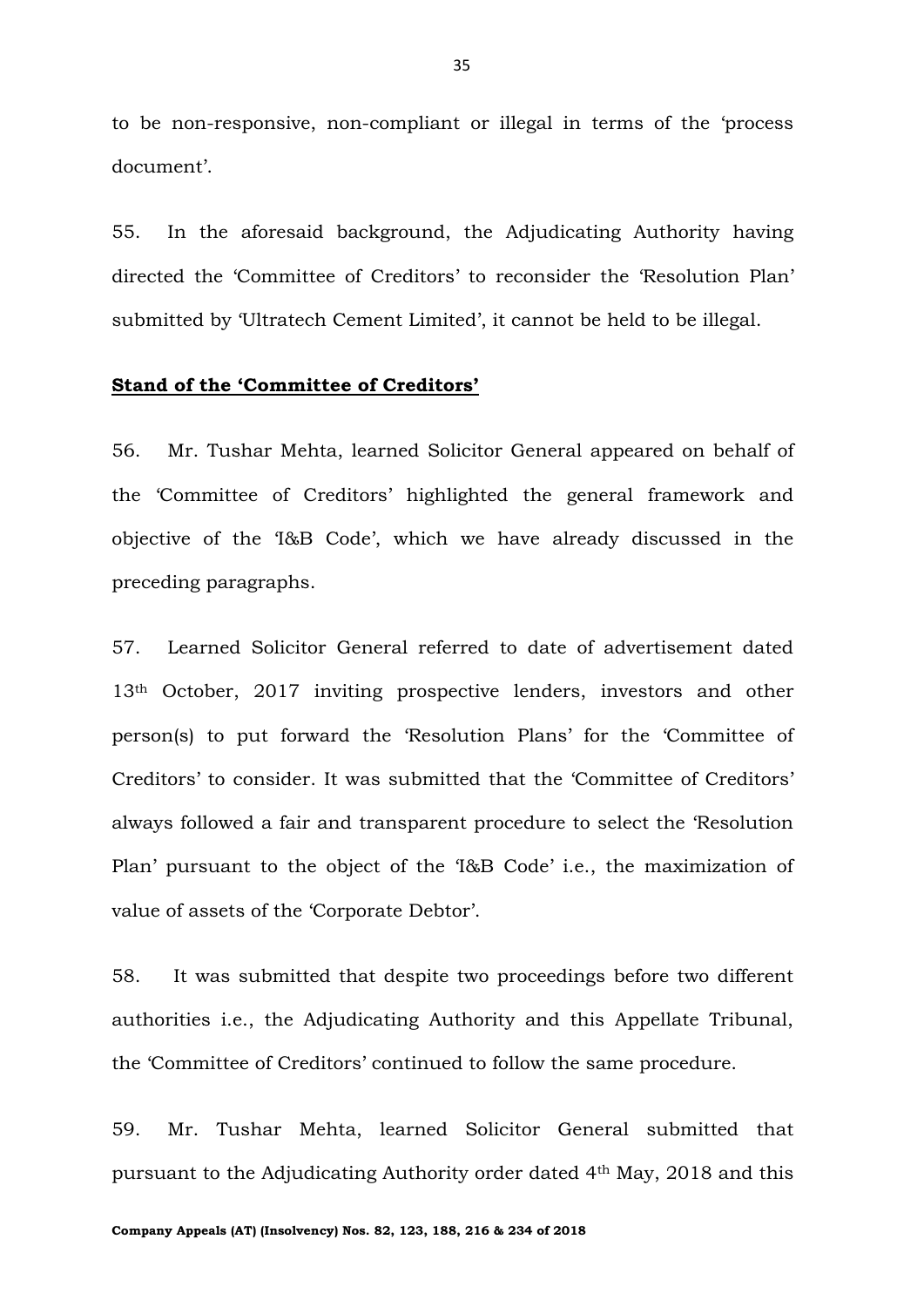to be non-responsive, non-compliant or illegal in terms of the 'process document'.

55. In the aforesaid background, the Adjudicating Authority having directed the 'Committee of Creditors' to reconsider the 'Resolution Plan' submitted by 'Ultratech Cement Limited', it cannot be held to be illegal.

**<u>Stand of the 'Committee of Creditors'</u>**

56. Mr. Tushar Mehta, learned Solicitor General appeared on behalf of the 'Committee of Creditors' highlighted the general framework and objective of the 'I&B Code', which we have already discussed in the preceding paragraphs.

57. Learned Solicitor General referred to date of advertisement dated 13th October, 2017 inviting prospective lenders, investors and other person(s) to put forward the 'Resolution Plans' for the 'Committee of Creditors' to consider. It was submitted that the 'Committee of Creditors' always followed a fair and transparent procedure to select the 'Resolution Plan' pursuant to the object of the 'I&B Code' i.e., the maximization of value of assets of the 'Corporate Debtor'.

58. It was submitted that despite two proceedings before two different authorities i.e., the Adjudicating Authority and this Appellate Tribunal, the 'Committee of Creditors' continued to follow the same procedure.

59. Mr. Tushar Mehta, learned Solicitor General submitted that pursuant to the Adjudicating Authority order dated 4th May, 2018 and this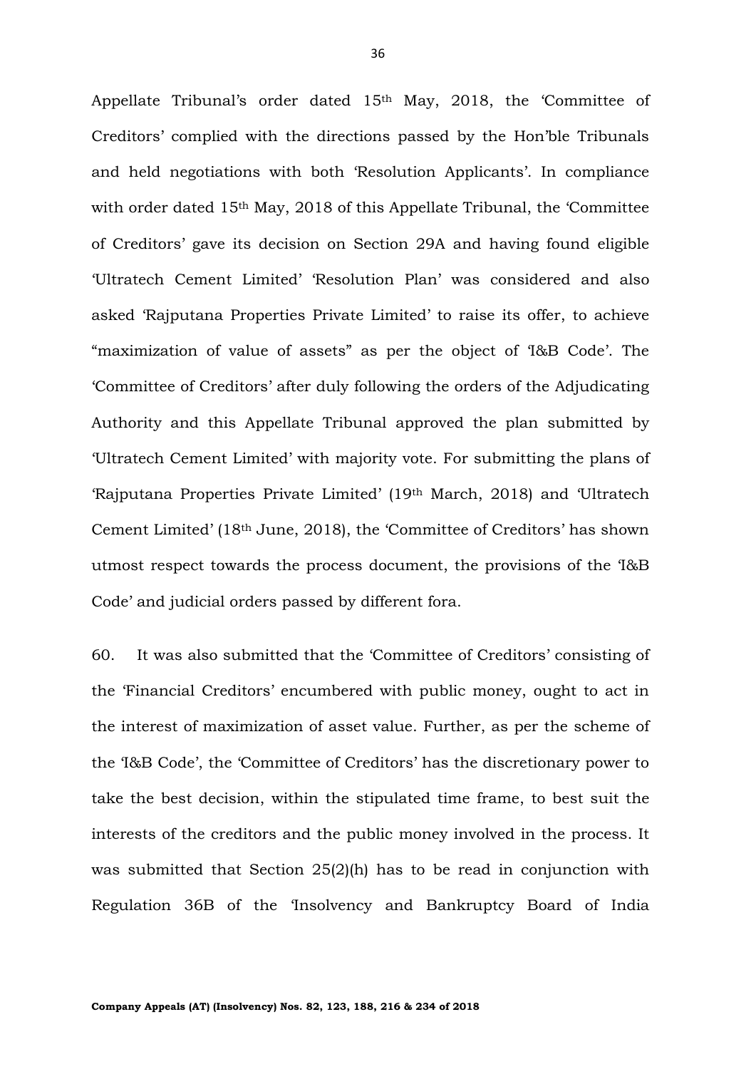Appellate Tribunal's order dated 15th May, 2018, the 'Committee of Creditors' complied with the directions passed by the Hon'ble Tribunals and held negotiations with both 'Resolution Applicants'. In compliance with order dated 15th May, 2018 of this Appellate Tribunal, the 'Committee of Creditors' gave its decision on Section 29A and having found eligible 'Ultratech Cement Limited' 'Resolution Plan' was considered and also asked 'Rajputana Properties Private Limited' to raise its offer, to achieve "maximization of value of assets" as per the object of 'I&B Code'. The 'Committee of Creditors' after duly following the orders of the Adjudicating Authority and this Appellate Tribunal approved the plan submitted by 'Ultratech Cement Limited' with majority vote. For submitting the plans of 'Rajputana Properties Private Limited' (19th March, 2018) and 'Ultratech Cement Limited' (18th June, 2018), the 'Committee of Creditors' has shown utmost respect towards the process document, the provisions of the 'I&B Code' and judicial orders passed by different fora.

60. It was also submitted that the 'Committee of Creditors' consisting of the 'Financial Creditors' encumbered with public money, ought to act in the interest of maximization of asset value. Further, as per the scheme of the 'I&B Code', the 'Committee of Creditors' has the discretionary power to take the best decision, within the stipulated time frame, to best suit the interests of the creditors and the public money involved in the process. It was submitted that Section 25(2)(h) has to be read in conjunction with Regulation 36B of the 'Insolvency and Bankruptcy Board of India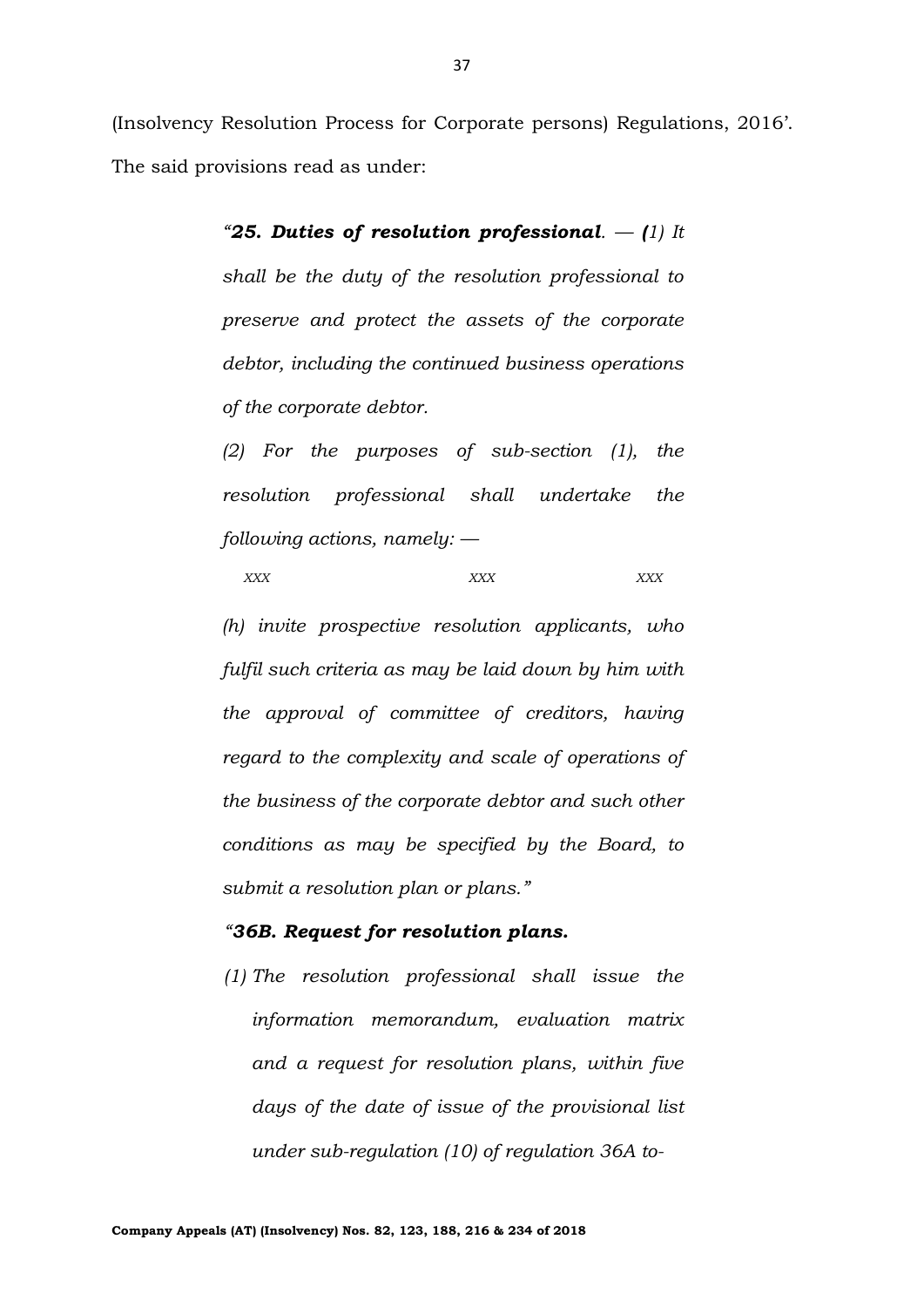(Insolvency Resolution Process for Corporate persons) Regulations, 2016'. The said provisions read as under:

> *"**25. Duties of resolution professional**. — (1) It shall be the duty of the resolution professional to preserve and protect the assets of the corporate debtor, including the continued business operations of the corporate debtor.*
>
> *(2) For the purposes of sub-section (1), the resolution professional shall undertake the following actions, namely: —*
>
> *XXX XXX XXX*
>
> *(h) invite prospective resolution applicants, who fulfil such criteria as may be laid down by him with the approval of committee of creditors, having regard to the complexity and scale of operations of the business of the corporate debtor and such other conditions as may be specified by the Board, to submit a resolution plan or plans."*
>
> ***"36B. Request for resolution plans.***
>
> *(1) The resolution professional shall issue the information memorandum, evaluation matrix and a request for resolution plans, within five days of the date of issue of the provisional list under sub-regulation (10) of regulation 36A to-*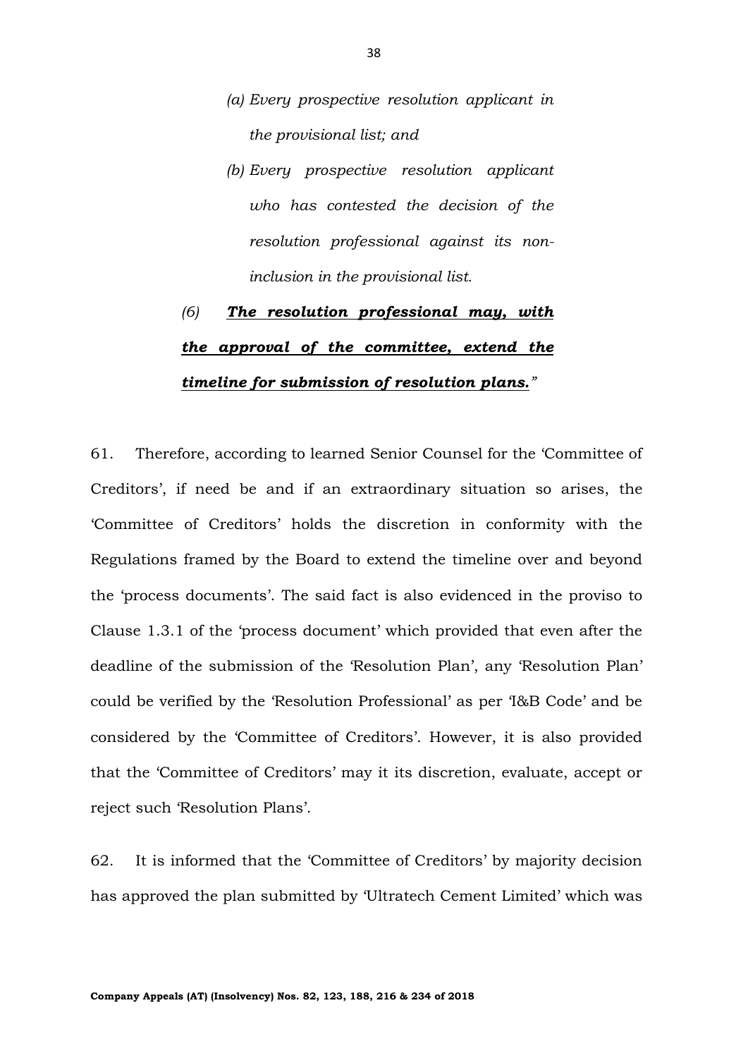> *(a) Every prospective resolution applicant in the provisional list; and*
>
> *(b) Every prospective resolution applicant who has contested the decision of the resolution professional against its non-inclusion in the provisional list.*
>
> *(6)* ***The resolution professional may, with the approval of the committee, extend the timeline for submission of resolution plans.****"*

61. Therefore, according to learned Senior Counsel for the 'Committee of Creditors', if need be and if an extraordinary situation so arises, the 'Committee of Creditors' holds the discretion in conformity with the Regulations framed by the Board to extend the timeline over and beyond the 'process documents'. The said fact is also evidenced in the proviso to Clause 1.3.1 of the 'process document' which provided that even after the deadline of the submission of the 'Resolution Plan', any 'Resolution Plan' could be verified by the 'Resolution Professional' as per 'I&B Code' and be considered by the 'Committee of Creditors'. However, it is also provided that the 'Committee of Creditors' may it its discretion, evaluate, accept or reject such 'Resolution Plans'.

62. It is informed that the 'Committee of Creditors' by majority decision has approved the plan submitted by 'Ultratech Cement Limited' which was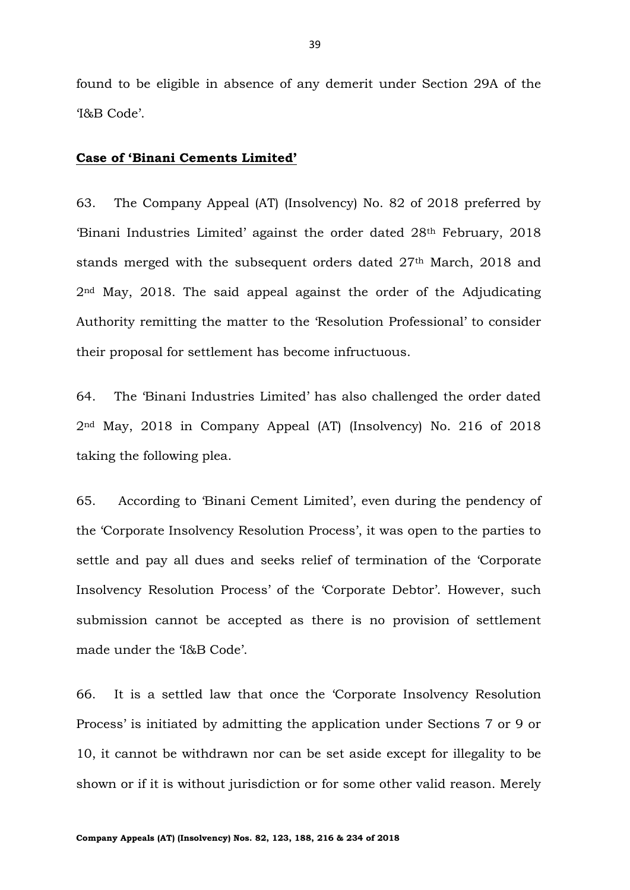found to be eligible in absence of any demerit under Section 29A of the 'I&B Code'.

**<u>Case of 'Binani Cements Limited'</u>**

63. The Company Appeal (AT) (Insolvency) No. 82 of 2018 preferred by 'Binani Industries Limited' against the order dated 28th February, 2018 stands merged with the subsequent orders dated 27th March, 2018 and 2nd May, 2018. The said appeal against the order of the Adjudicating Authority remitting the matter to the 'Resolution Professional' to consider their proposal for settlement has become infructuous.

64. The 'Binani Industries Limited' has also challenged the order dated 2nd May, 2018 in Company Appeal (AT) (Insolvency) No. 216 of 2018 taking the following plea.

65. According to 'Binani Cement Limited', even during the pendency of the 'Corporate Insolvency Resolution Process', it was open to the parties to settle and pay all dues and seeks relief of termination of the 'Corporate Insolvency Resolution Process' of the 'Corporate Debtor'. However, such submission cannot be accepted as there is no provision of settlement made under the 'I&B Code'.

66. It is a settled law that once the 'Corporate Insolvency Resolution Process' is initiated by admitting the application under Sections 7 or 9 or 10, it cannot be withdrawn nor can be set aside except for illegality to be shown or if it is without jurisdiction or for some other valid reason. Merely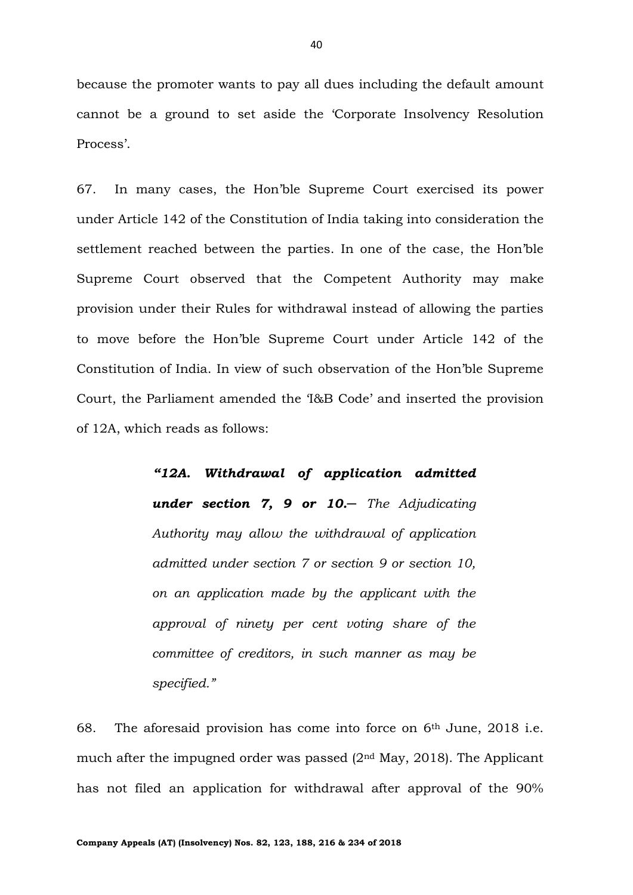because the promoter wants to pay all dues including the default amount cannot be a ground to set aside the 'Corporate Insolvency Resolution Process'.

67. In many cases, the Hon'ble Supreme Court exercised its power under Article 142 of the Constitution of India taking into consideration the settlement reached between the parties. In one of the case, the Hon'ble Supreme Court observed that the Competent Authority may make provision under their Rules for withdrawal instead of allowing the parties to move before the Hon'ble Supreme Court under Article 142 of the Constitution of India. In view of such observation of the Hon'ble Supreme Court, the Parliament amended the 'I&B Code' and inserted the provision of 12A, which reads as follows:

> ***"12A. Withdrawal of application admitted under section 7, 9 or 10.—*** *The Adjudicating Authority may allow the withdrawal of application admitted under section 7 or section 9 or section 10, on an application made by the applicant with the approval of ninety per cent voting share of the committee of creditors, in such manner as may be specified."*

68. The aforesaid provision has come into force on 6th June, 2018 i.e. much after the impugned order was passed (2nd May, 2018). The Applicant has not filed an application for withdrawal after approval of the 90%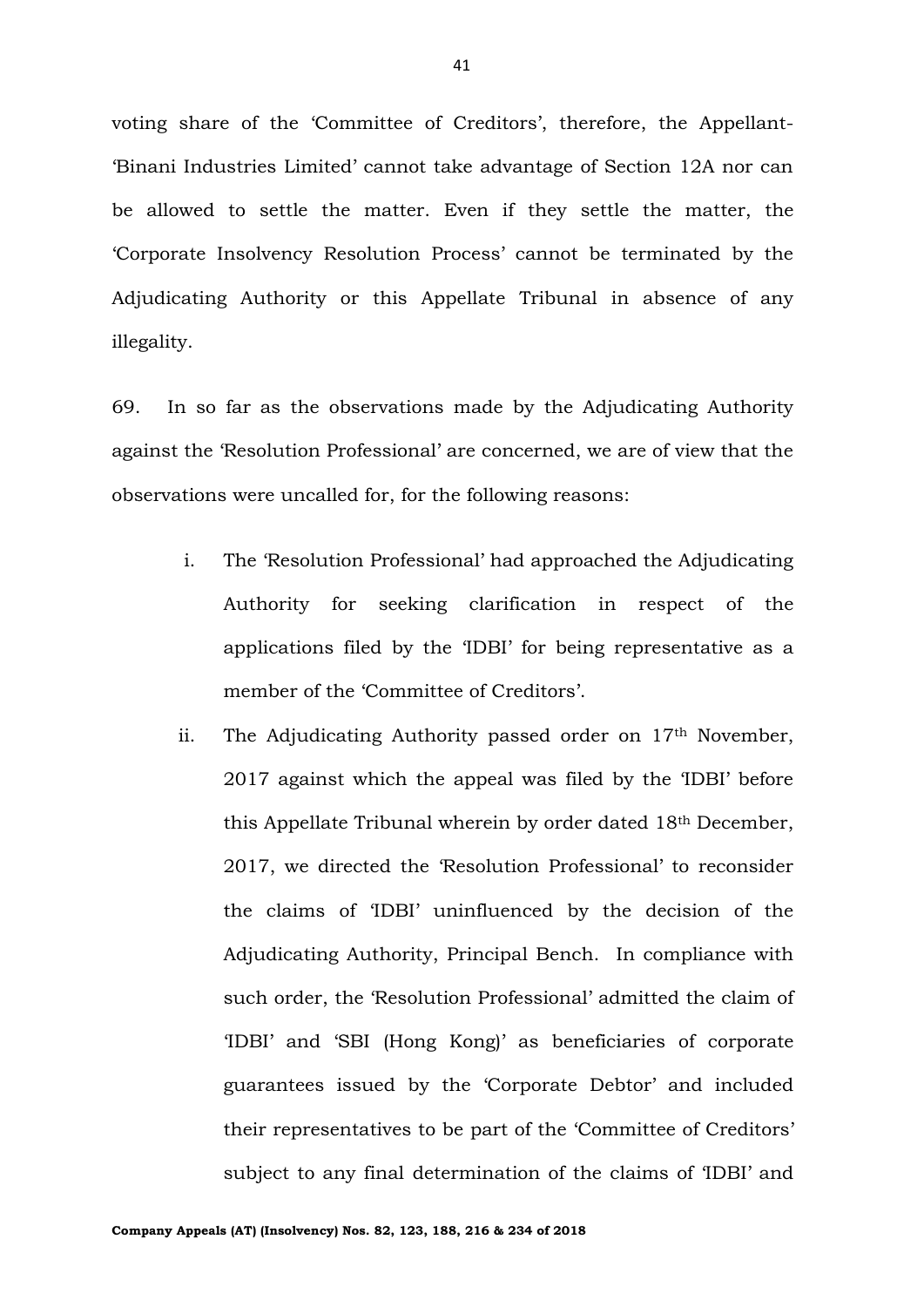voting share of the 'Committee of Creditors', therefore, the Appellant- 'Binani Industries Limited' cannot take advantage of Section 12A nor can be allowed to settle the matter. Even if they settle the matter, the 'Corporate Insolvency Resolution Process' cannot be terminated by the Adjudicating Authority or this Appellate Tribunal in absence of any illegality.

69. In so far as the observations made by the Adjudicating Authority against the 'Resolution Professional' are concerned, we are of view that the observations were uncalled for, for the following reasons:

i. The 'Resolution Professional' had approached the Adjudicating Authority for seeking clarification in respect of the applications filed by the 'IDBI' for being representative as a member of the 'Committee of Creditors'.

ii. The Adjudicating Authority passed order on 17th November, 2017 against which the appeal was filed by the 'IDBI' before this Appellate Tribunal wherein by order dated 18th December, 2017, we directed the 'Resolution Professional' to reconsider the claims of 'IDBI' uninfluenced by the decision of the Adjudicating Authority, Principal Bench. In compliance with such order, the 'Resolution Professional' admitted the claim of 'IDBI' and 'SBI (Hong Kong)' as beneficiaries of corporate guarantees issued by the 'Corporate Debtor' and included their representatives to be part of the 'Committee of Creditors' subject to any final determination of the claims of 'IDBI' and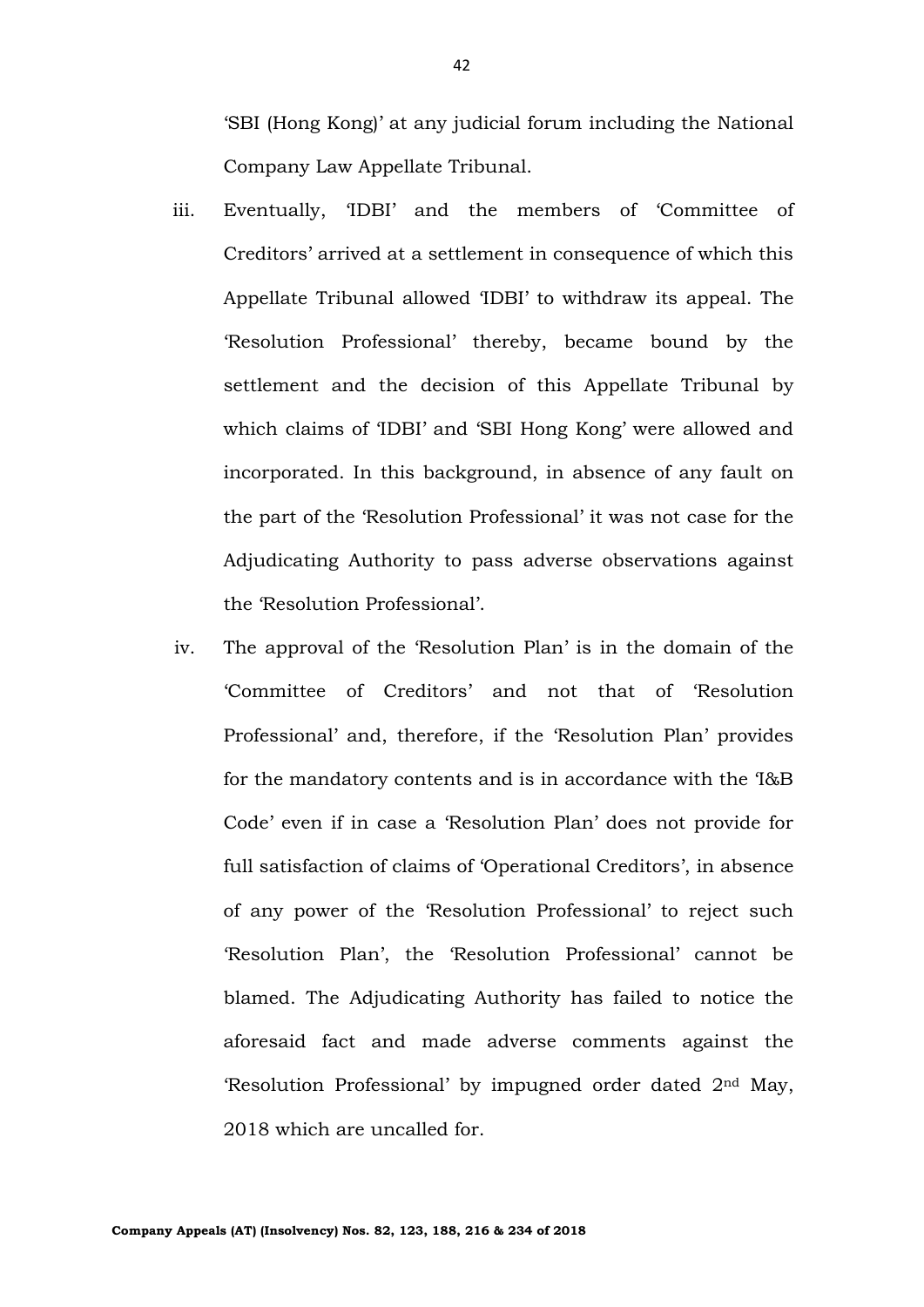'SBI (Hong Kong)' at any judicial forum including the National Company Law Appellate Tribunal.

iii. Eventually, 'IDBI' and the members of 'Committee of Creditors' arrived at a settlement in consequence of which this Appellate Tribunal allowed 'IDBI' to withdraw its appeal. The 'Resolution Professional' thereby, became bound by the settlement and the decision of this Appellate Tribunal by which claims of 'IDBI' and 'SBI Hong Kong' were allowed and incorporated. In this background, in absence of any fault on the part of the 'Resolution Professional' it was not case for the Adjudicating Authority to pass adverse observations against the 'Resolution Professional'.

iv. The approval of the 'Resolution Plan' is in the domain of the 'Committee of Creditors' and not that of 'Resolution Professional' and, therefore, if the 'Resolution Plan' provides for the mandatory contents and is in accordance with the 'I&B Code' even if in case a 'Resolution Plan' does not provide for full satisfaction of claims of 'Operational Creditors', in absence of any power of the 'Resolution Professional' to reject such 'Resolution Plan', the 'Resolution Professional' cannot be blamed. The Adjudicating Authority has failed to notice the aforesaid fact and made adverse comments against the 'Resolution Professional' by impugned order dated 2nd May, 2018 which are uncalled for.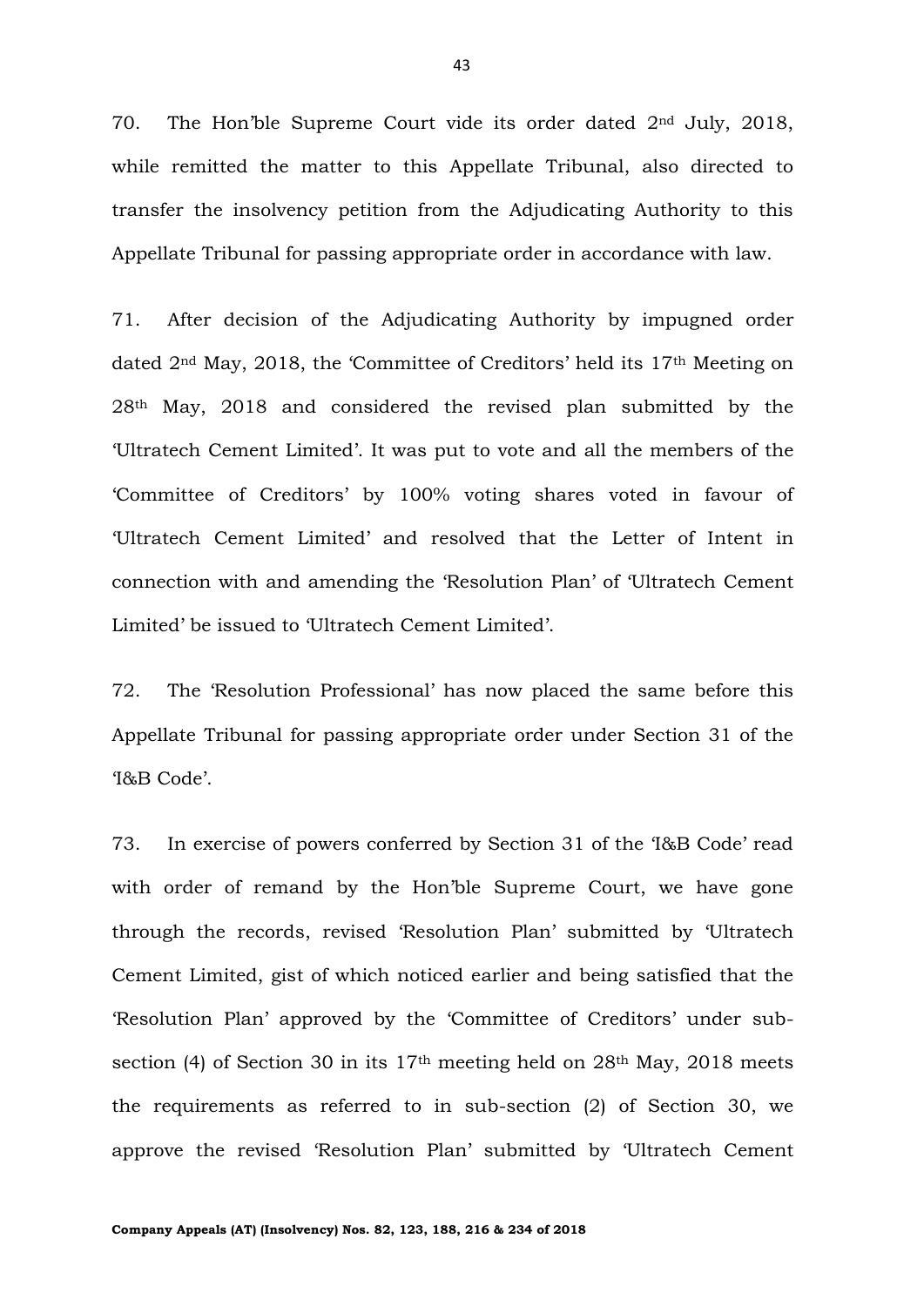70. The Hon'ble Supreme Court vide its order dated 2nd July, 2018, while remitted the matter to this Appellate Tribunal, also directed to transfer the insolvency petition from the Adjudicating Authority to this Appellate Tribunal for passing appropriate order in accordance with law.

71. After decision of the Adjudicating Authority by impugned order dated 2nd May, 2018, the 'Committee of Creditors' held its 17th Meeting on 28th May, 2018 and considered the revised plan submitted by the 'Ultratech Cement Limited'. It was put to vote and all the members of the 'Committee of Creditors' by 100% voting shares voted in favour of 'Ultratech Cement Limited' and resolved that the Letter of Intent in connection with and amending the 'Resolution Plan' of 'Ultratech Cement Limited' be issued to 'Ultratech Cement Limited'.

72. The 'Resolution Professional' has now placed the same before this Appellate Tribunal for passing appropriate order under Section 31 of the 'I&B Code'.

73. In exercise of powers conferred by Section 31 of the 'I&B Code' read with order of remand by the Hon'ble Supreme Court, we have gone through the records, revised 'Resolution Plan' submitted by 'Ultratech Cement Limited, gist of which noticed earlier and being satisfied that the 'Resolution Plan' approved by the 'Committee of Creditors' under sub-section (4) of Section 30 in its 17th meeting held on 28th May, 2018 meets the requirements as referred to in sub-section (2) of Section 30, we approve the revised 'Resolution Plan' submitted by 'Ultratech Cement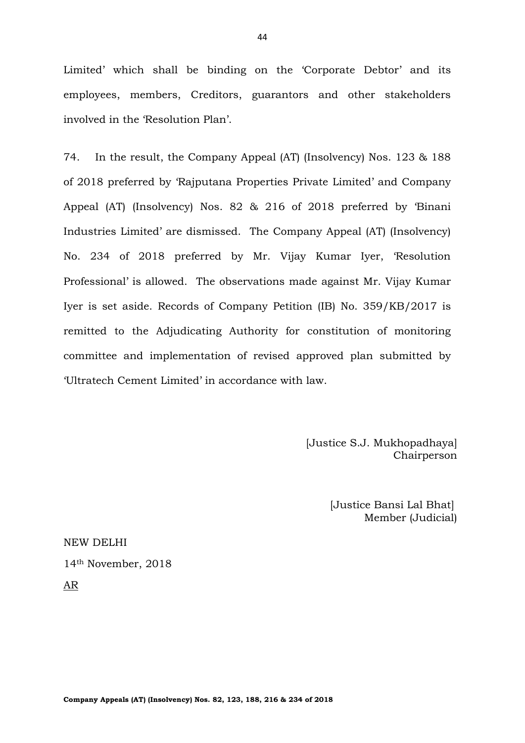Limited' which shall be binding on the 'Corporate Debtor' and its employees, members, Creditors, guarantors and other stakeholders involved in the 'Resolution Plan'.

74. In the result, the Company Appeal (AT) (Insolvency) Nos. 123 & 188 of 2018 preferred by 'Rajputana Properties Private Limited' and Company Appeal (AT) (Insolvency) Nos. 82 & 216 of 2018 preferred by 'Binani Industries Limited' are dismissed. The Company Appeal (AT) (Insolvency) No. 234 of 2018 preferred by Mr. Vijay Kumar Iyer, 'Resolution Professional' is allowed. The observations made against Mr. Vijay Kumar Iyer is set aside. Records of Company Petition (IB) No. 359/KB/2017 is remitted to the Adjudicating Authority for constitution of monitoring committee and implementation of revised approved plan submitted by 'Ultratech Cement Limited' in accordance with law.

[Justice S.J. Mukhopadhaya]
Chairperson

[Justice Bansi Lal Bhat]
Member (Judicial)

NEW DELHI

14th November, 2018

AR